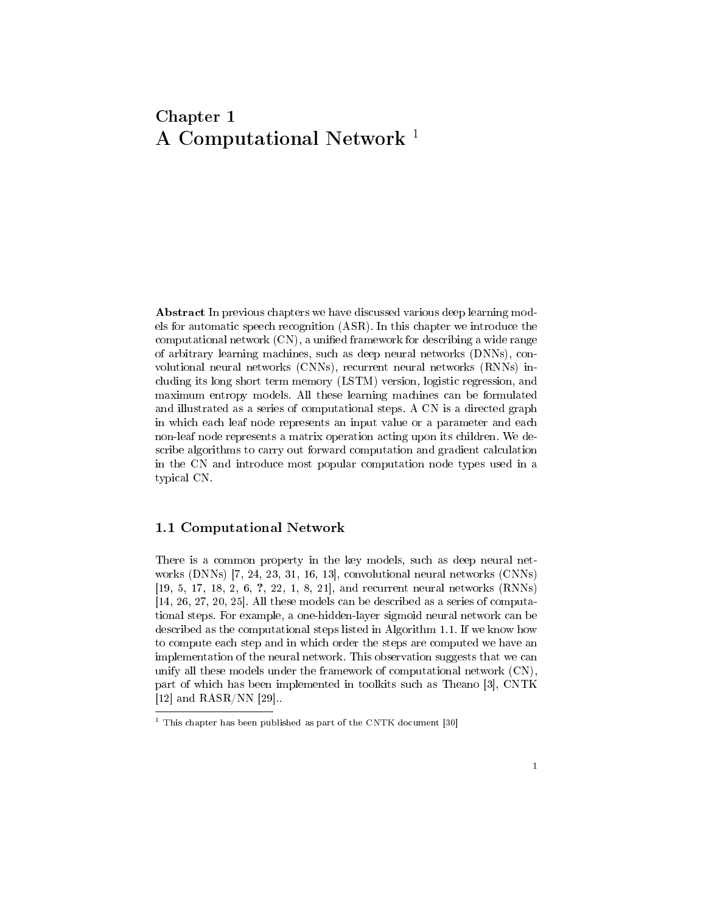# Chapter 1
# A Computational Network [1]

**Abstract** In previous chapters we have discussed various deep learning models for automatic speech recognition (ASR). In this chapter we introduce the computational network (CN), a unified framework for describing a wide range of arbitrary learning machines, such as deep neural networks (DNNs), convolutional neural networks (CNNs), recurrent neural networks (RNNs) including its long short term memory (LSTM) version, logistic regression, and maximum entropy models. All these learning machines can be formulated and illustrated as a series of computational steps. A CN is a directed graph in which each leaf node represents an input value or a parameter and each non-leaf node represents a matrix operation acting upon its children. We describe algorithms to carry out forward computation and gradient calculation in the CN and introduce most popular computation node types used in a typical CN.

## 1.1 Computational Network

There is a common property in the key models, such as deep neural networks (DNNs) [7, 24, 23, 31, 16, 13], convolutional neural networks (CNNs) [19, 5, 17, 18, 2, 6, ?, 22, 1, 8, 21], and recurrent neural networks (RNNs) [14, 26, 27, 20, 25]. All these models can be described as a series of computational steps. For example, a one-hidden-layer sigmoid neural network can be described as the computational steps listed in Algorithm 1.1. If we know how to compute each step and in which order the steps are computed we have an implementation of the neural network. This observation suggests that we can unify all these models under the framework of computational network (CN), part of which has been implemented in toolkits such as Theano [3], CNTK [12] and RASR/NN [29]..

[1] This chapter has been published as part of the CNTK document [30]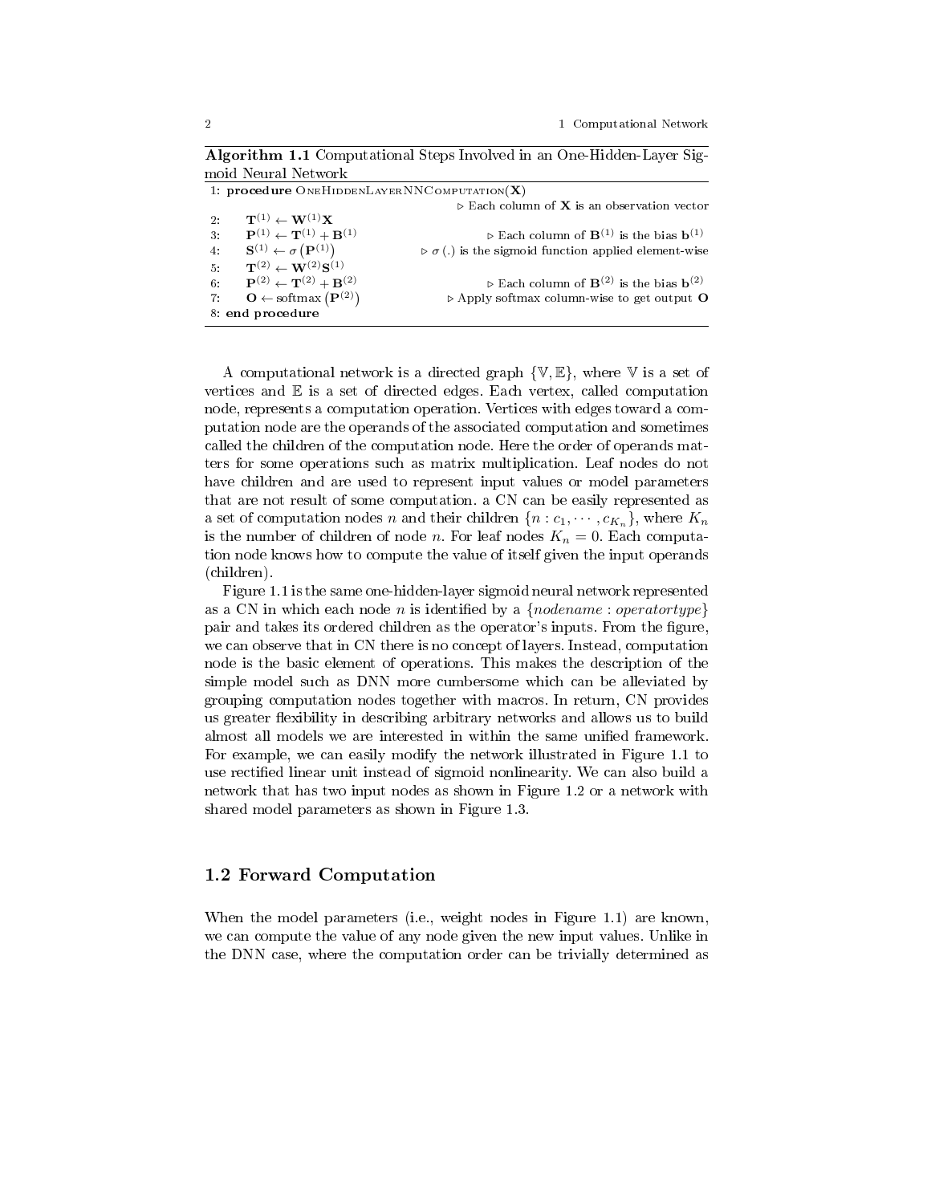**Algorithm 1.1** Computational Steps Involved in an One-Hidden-Layer Sigmoid Neural Network

```
1: procedure OneHiddenLayerNNComputation(X)
                                        ▷ Each column of X is an observation vector
2:     T^(1) ← W^(1) X
3:     P^(1) ← T^(1) + B^(1)            ▷ Each column of B^(1) is the bias b^(1)
4:     S^(1) ← σ(P^(1))                 ▷ σ(.) is the sigmoid function applied element-wise
5:     T^(2) ← W^(2) S^(1)
6:     P^(2) ← T^(2) + B^(2)            ▷ Each column of B^(2) is the bias b^(2)
7:     O ← softmax(P^(2))               ▷ Apply softmax column-wise to get output O
8: end procedure
```

A computational network is a directed graph $\{\mathbb{V}, \mathbb{E}\}$, where $\mathbb{V}$ is a set of vertices and $\mathbb{E}$ is a set of directed edges. Each vertex, called computation node, represents a computation operation. Vertices with edges toward a computation node are the operands of the associated computation and sometimes called the children of the computation node. Here the order of operands matters for some operations such as matrix multiplication. Leaf nodes do not have children and are used to represent input values or model parameters that are not result of some computation. a CN can be easily represented as a set of computation nodes $n$ and their children $\{n : c_1, \cdots, c_{K_n}\}$, where $K_n$ is the number of children of node $n$. For leaf nodes $K_n = 0$. Each computation node knows how to compute the value of itself given the input operands (children).

Figure 1.1 is the same one-hidden-layer sigmoid neural network represented as a CN in which each node $n$ is identified by a $\{nodename : operatortype\}$ pair and takes its ordered children as the operator's inputs. From the figure, we can observe that in CN there is no concept of layers. Instead, computation node is the basic element of operations. This makes the description of the simple model such as DNN more cumbersome which can be alleviated by grouping computation nodes together with macros. In return, CN provides us greater flexibility in describing arbitrary networks and allows us to build almost all models we are interested in within the same unified framework. For example, we can easily modify the network illustrated in Figure 1.1 to use rectified linear unit instead of sigmoid nonlinearity. We can also build a network that has two input nodes as shown in Figure 1.2 or a network with shared model parameters as shown in Figure 1.3.

## 1.2 Forward Computation

When the model parameters (i.e., weight nodes in Figure 1.1) are known, we can compute the value of any node given the new input values. Unlike in the DNN case, where the computation order can be trivially determined as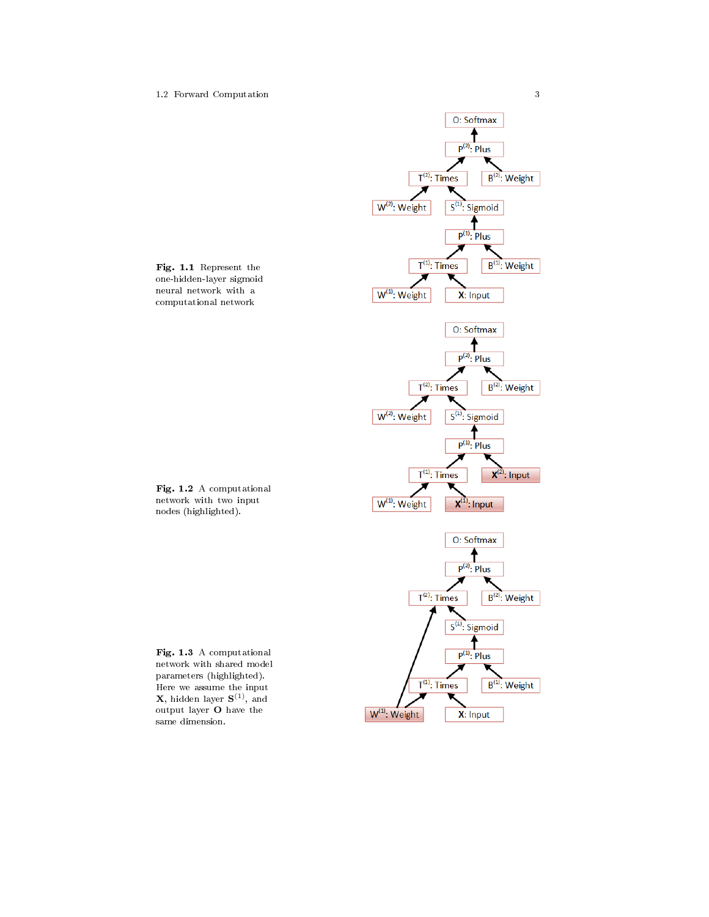**Fig. 1.1** Represent the one-hidden-layer sigmoid neural network with a computational network

**Fig. 1.2** A computational network with two input nodes (highlighted).

**Fig. 1.3** A computational network with shared model parameters (highlighted). Here we assume the input $\mathbf{X}$, hidden layer $\mathbf{S}^{(1)}$, and output layer $\mathbf{O}$ have the same dimension.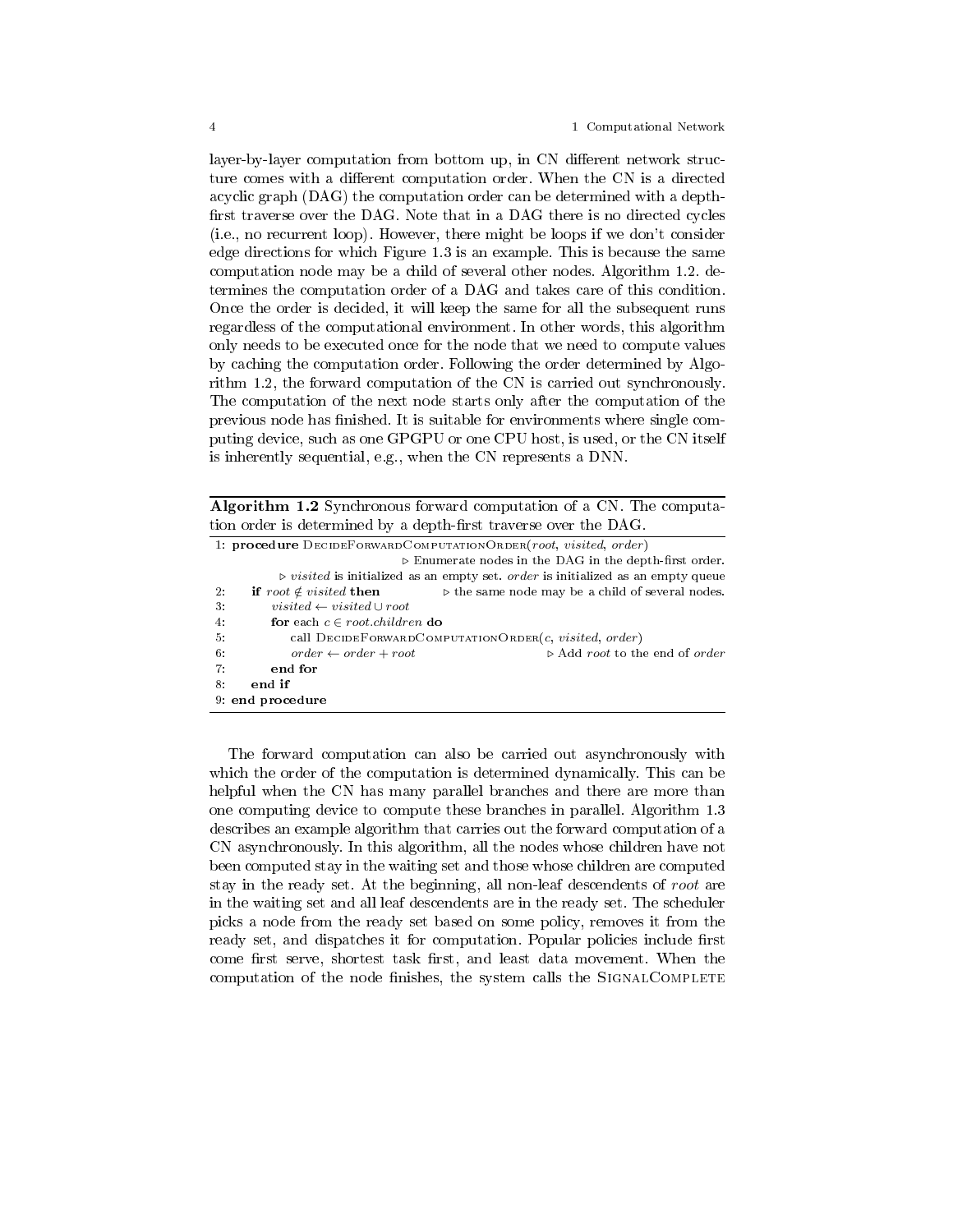layer-by-layer computation from bottom up, in CN different network structure comes with a different computation order. When the CN is a directed acyclic graph (DAG) the computation order can be determined with a depth-first traverse over the DAG. Note that in a DAG there is no directed cycles (i.e., no recurrent loop). However, there might be loops if we don't consider edge directions for which Figure 1.3 is an example. This is because the same computation node may be a child of several other nodes. Algorithm 1.2. determines the computation order of a DAG and takes care of this condition. Once the order is decided, it will keep the same for all the subsequent runs regardless of the computational environment. In other words, this algorithm only needs to be executed once for the node that we need to compute values by caching the computation order. Following the order determined by Algorithm 1.2, the forward computation of the CN is carried out synchronously. The computation of the next node starts only after the computation of the previous node has finished. It is suitable for environments where single computing device, such as one GPGPU or one CPU host, is used, or the CN itself is inherently sequential, e.g., when the CN represents a DNN.

**Algorithm 1.2** Synchronous forward computation of a CN. The computation order is determined by a depth-first traverse over the DAG.

```
1: procedure DecideForwardComputationOrder(root, visited, order)
                                   ▷ Enumerate nodes in the DAG in the depth-first order.
        ▷ visited is initialized as an empty set. order is initialized as an empty queue
2:     if root ∉ visited then          ▷ the same node may be a child of several nodes.
3:         visited ← visited ∪ root
4:         for each c ∈ root.children do
5:             call DecideForwardComputationOrder(c, visited, order)
6:             order ← order + root                 ▷ Add root to the end of order
7:         end for
8:     end if
9: end procedure
```

The forward computation can also be carried out asynchronously with which the order of the computation is determined dynamically. This can be helpful when the CN has many parallel branches and there are more than one computing device to compute these branches in parallel. Algorithm 1.3 describes an example algorithm that carries out the forward computation of a CN asynchronously. In this algorithm, all the nodes whose children have not been computed stay in the waiting set and those whose children are computed stay in the ready set. At the beginning, all non-leaf descendents of *root* are in the waiting set and all leaf descendents are in the ready set. The scheduler picks a node from the ready set based on some policy, removes it from the ready set, and dispatches it for computation. Popular policies include first come first serve, shortest task first, and least data movement. When the computation of the node finishes, the system calls the SignalComplete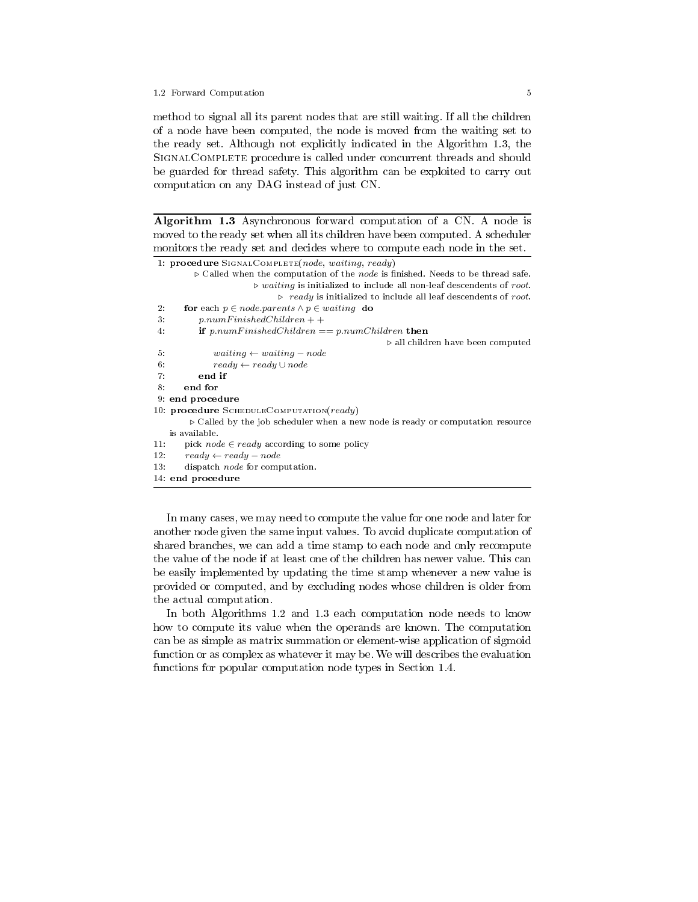method to signal all its parent nodes that are still waiting. If all the children of a node have been computed, the node is moved from the waiting set to the ready set. Although not explicitly indicated in the Algorithm 1.3, the SignalComplete procedure is called under concurrent threads and should be guarded for thread safety. This algorithm can be exploited to carry out computation on any DAG instead of just CN.

**Algorithm 1.3** Asynchronous forward computation of a CN. A node is moved to the ready set when all its children have been computed. A scheduler monitors the ready set and decides where to compute each node in the set.

```
1: procedure SignalComplete(node, waiting, ready)
       ▷ Called when the computation of the node is finished. Needs to be thread safe.
       ▷ waiting is initialized to include all non-leaf descendents of root.
       ▷ ready is initialized to include all leaf descendents of root.
2:     for each p ∈ node.parents ∧ p ∈ waiting do
3:         p.numFinishedChildren++
4:         if p.numFinishedChildren == p.numChildren then
                                              ▷ all children have been computed
5:             waiting ← waiting − node
6:             ready ← ready ∪ node
7:         end if
8:     end for
9: end procedure
10: procedure ScheduleComputation(ready)
       ▷ Called by the job scheduler when a new node is ready or computation resource
       is available.
11:    pick node ∈ ready according to some policy
12:    ready ← ready − node
13:    dispatch node for computation.
14: end procedure
```

In many cases, we may need to compute the value for one node and later for another node given the same input values. To avoid duplicate computation of shared branches, we can add a time stamp to each node and only recompute the value of the node if at least one of the children has newer value. This can be easily implemented by updating the time stamp whenever a new value is provided or computed, and by excluding nodes whose children is older from the actual computation.

In both Algorithms 1.2 and 1.3 each computation node needs to know how to compute its value when the operands are known. The computation can be as simple as matrix summation or element-wise application of sigmoid function or as complex as whatever it may be. We will describes the evaluation functions for popular computation node types in Section 1.4.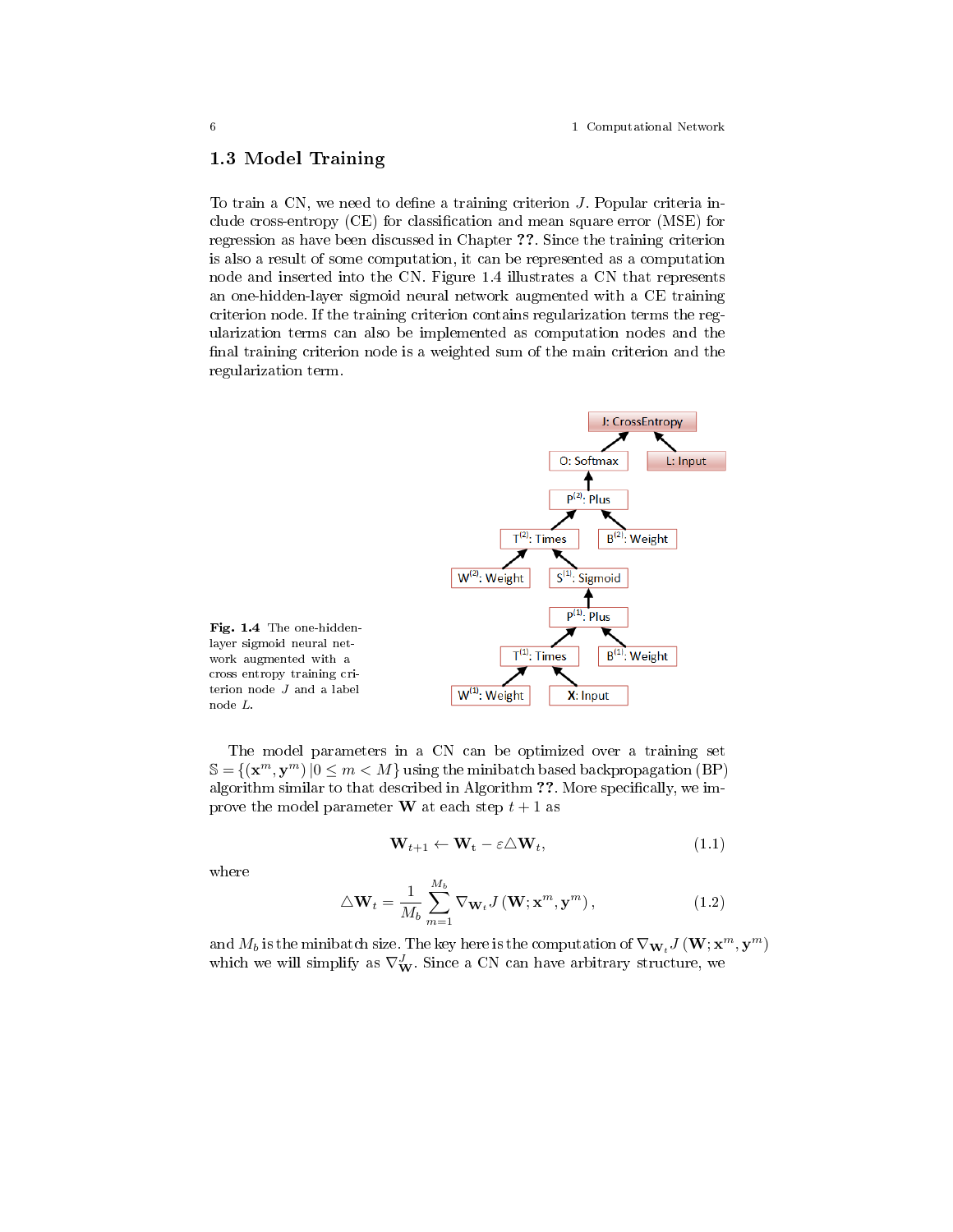## 1.3 Model Training

To train a CN, we need to define a training criterion $J$. Popular criteria include cross-entropy (CE) for classification and mean square error (MSE) for regression as have been discussed in Chapter **??**. Since the training criterion is also a result of some computation, it can be represented as a computation node and inserted into the CN. Figure 1.4 illustrates a CN that represents an one-hidden-layer sigmoid neural network augmented with a CE training criterion node. If the training criterion contains regularization terms the regularization terms can also be implemented as computation nodes and the final training criterion node is a weighted sum of the main criterion and the regularization term.

**Fig. 1.4** The one-hidden-layer sigmoid neural network augmented with a cross entropy training criterion node $J$ and a label node $L$.

The model parameters in a CN can be optimized over a training set $\mathbb{S} = \{(\mathbf{x}^m, \mathbf{y}^m) \,|0 \leq m < M\}$ using the minibatch based backpropagation (BP) algorithm similar to that described in Algorithm **??**. More specifically, we improve the model parameter $\mathbf{W}$ at each step $t+1$ as

$$\mathbf{W}_{t+1} \leftarrow \mathbf{W}_t - \varepsilon \triangle \mathbf{W}_t, \tag{1.1}$$

where

$$\triangle \mathbf{W}_t = \frac{1}{M_b} \sum_{m=1}^{M_b} \nabla_{\mathbf{W}_t} J\left(\mathbf{W}; \mathbf{x}^m, \mathbf{y}^m\right), \tag{1.2}$$

and $M_b$ is the minibatch size. The key here is the computation of $\nabla_{\mathbf{W}_t} J\left(\mathbf{W}; \mathbf{x}^m, \mathbf{y}^m\right)$ which we will simplify as $\nabla_{\mathbf{W}}^{J}$. Since a CN can have arbitrary structure, we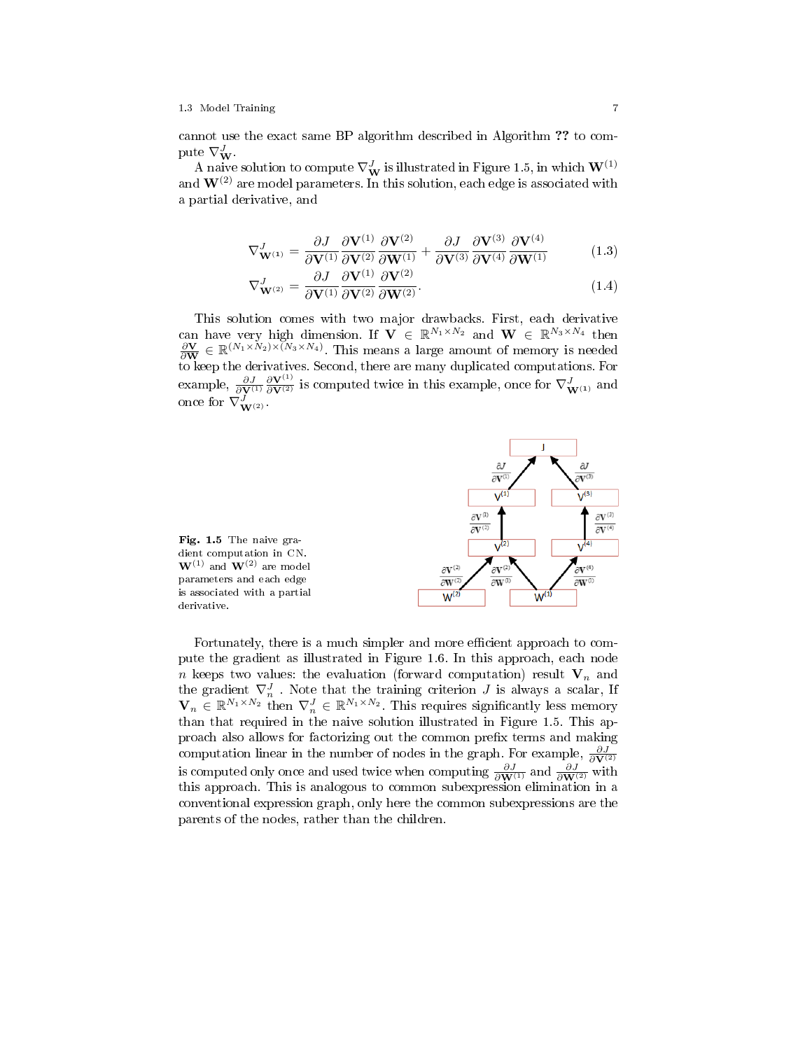cannot use the exact same BP algorithm described in Algorithm ?? to compute $\nabla_{\mathbf{W}}^{J}$.

A naive solution to compute $\nabla_{\mathbf{W}}^{J}$ is illustrated in Figure 1.5, in which $\mathbf{W}^{(1)}$ and $\mathbf{W}^{(2)}$ are model parameters. In this solution, each edge is associated with a partial derivative, and

$$\nabla_{\mathbf{W}^{(1)}}^{J} = \frac{\partial J}{\partial \mathbf{V}^{(1)}} \frac{\partial \mathbf{V}^{(1)}}{\partial \mathbf{V}^{(2)}} \frac{\partial \mathbf{V}^{(2)}}{\partial \mathbf{W}^{(1)}} + \frac{\partial J}{\partial \mathbf{V}^{(3)}} \frac{\partial \mathbf{V}^{(3)}}{\partial \mathbf{V}^{(4)}} \frac{\partial \mathbf{V}^{(4)}}{\partial \mathbf{W}^{(1)}} \tag{1.3}$$

$$\nabla_{\mathbf{W}^{(2)}}^{J} = \frac{\partial J}{\partial \mathbf{V}^{(1)}} \frac{\partial \mathbf{V}^{(1)}}{\partial \mathbf{V}^{(2)}} \frac{\partial \mathbf{V}^{(2)}}{\partial \mathbf{W}^{(2)}}. \tag{1.4}$$

This solution comes with two major drawbacks. First, each derivative can have very high dimension. If $\mathbf{V} \in \mathbb{R}^{N_1 \times N_2}$ and $\mathbf{W} \in \mathbb{R}^{N_3 \times N_4}$ then $\frac{\partial \mathbf{V}}{\partial \mathbf{W}} \in \mathbb{R}^{(N_1 \times N_2) \times (N_3 \times N_4)}$. This means a large amount of memory is needed to keep the derivatives. Second, there are many duplicated computations. For example, $\frac{\partial J}{\partial \mathbf{V}^{(1)}} \frac{\partial \mathbf{V}^{(1)}}{\partial \mathbf{V}^{(2)}}$ is computed twice in this example, once for $\nabla_{\mathbf{W}^{(1)}}^{J}$ and once for $\nabla_{\mathbf{W}^{(2)}}^{J}$.

**Fig. 1.5** The naive gradient computation in CN. $\mathbf{W}^{(1)}$ and $\mathbf{W}^{(2)}$ are model parameters and each edge is associated with a partial derivative.

Fortunately, there is a much simpler and more efficient approach to compute the gradient as illustrated in Figure 1.6. In this approach, each node $n$ keeps two values: the evaluation (forward computation) result $\mathbf{V}_n$ and the gradient $\nabla_{n}^{J}$. Note that the training criterion $J$ is always a scalar, If $\mathbf{V}_n \in \mathbb{R}^{N_1 \times N_2}$ then $\nabla_{n}^{J} \in \mathbb{R}^{N_1 \times N_2}$. This requires significantly less memory than that required in the naive solution illustrated in Figure 1.5. This approach also allows for factorizing out the common prefix terms and making computation linear in the number of nodes in the graph. For example, $\frac{\partial J}{\partial \mathbf{V}^{(2)}}$ is computed only once and used twice when computing $\frac{\partial J}{\partial \mathbf{W}^{(1)}}$ and $\frac{\partial J}{\partial \mathbf{W}^{(2)}}$ with this approach. This is analogous to common subexpression elimination in a conventional expression graph, only here the common subexpressions are the parents of the nodes, rather than the children.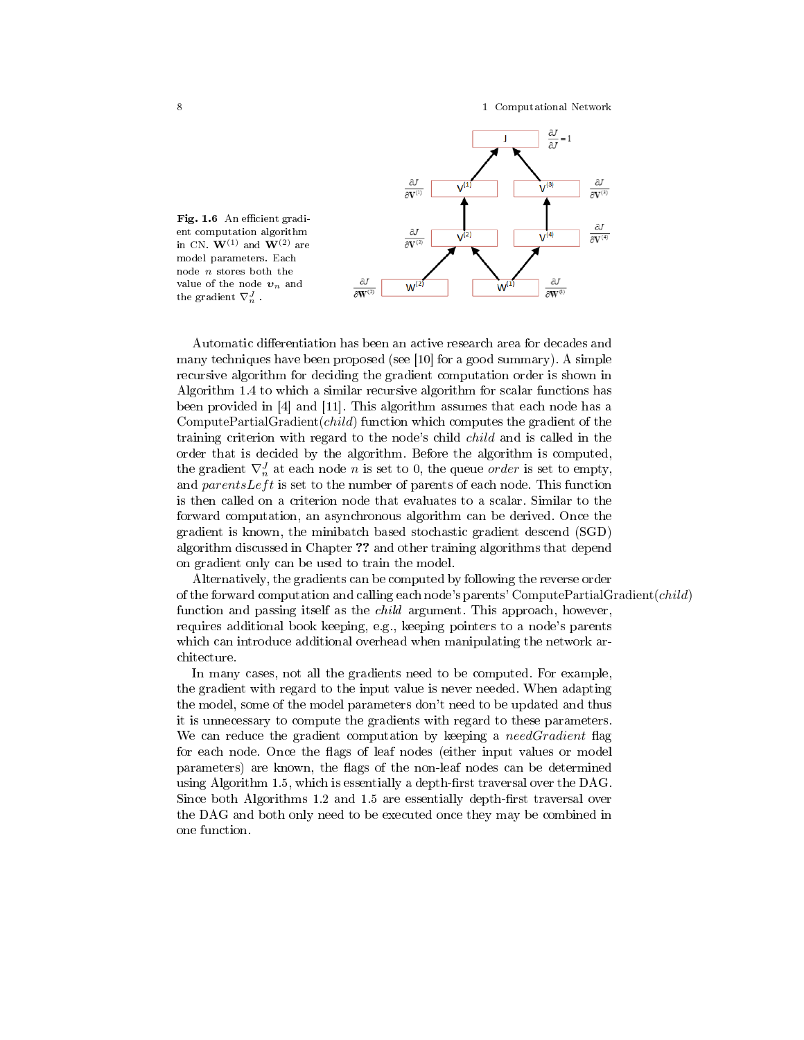**Fig. 1.6** An efficient gradient computation algorithm in CN. $\mathbf{W}^{(1)}$ and $\mathbf{W}^{(2)}$ are model parameters. Each node $n$ stores both the value of the node $\boldsymbol{v}_n$ and the gradient $\nabla_n^J$.

Automatic differentiation has been an active research area for decades and many techniques have been proposed (see [10] for a good summary). A simple recursive algorithm for deciding the gradient computation order is shown in Algorithm 1.4 to which a similar recursive algorithm for scalar functions has been provided in [4] and [11]. This algorithm assumes that each node has a ComputePartialGradient(*child*) function which computes the gradient of the training criterion with regard to the node's child *child* and is called in the order that is decided by the algorithm. Before the algorithm is computed, the gradient $\nabla_n^J$ at each node $n$ is set to 0, the queue *order* is set to empty, and *parentsLeft* is set to the number of parents of each node. This function is then called on a criterion node that evaluates to a scalar. Similar to the forward computation, an asynchronous algorithm can be derived. Once the gradient is known, the minibatch based stochastic gradient descend (SGD) algorithm discussed in Chapter **??** and other training algorithms that depend on gradient only can be used to train the model.

Alternatively, the gradients can be computed by following the reverse order of the forward computation and calling each node's parents' ComputePartialGradient(*child*) function and passing itself as the *child* argument. This approach, however, requires additional book keeping, e.g., keeping pointers to a node's parents which can introduce additional overhead when manipulating the network architecture.

In many cases, not all the gradients need to be computed. For example, the gradient with regard to the input value is never needed. When adapting the model, some of the model parameters don't need to be updated and thus it is unnecessary to compute the gradients with regard to these parameters. We can reduce the gradient computation by keeping a *needGradient* flag for each node. Once the flags of leaf nodes (either input values or model parameters) are known, the flags of the non-leaf nodes can be determined using Algorithm 1.5, which is essentially a depth-first traversal over the DAG. Since both Algorithms 1.2 and 1.5 are essentially depth-first traversal over the DAG and both only need to be executed once they may be combined in one function.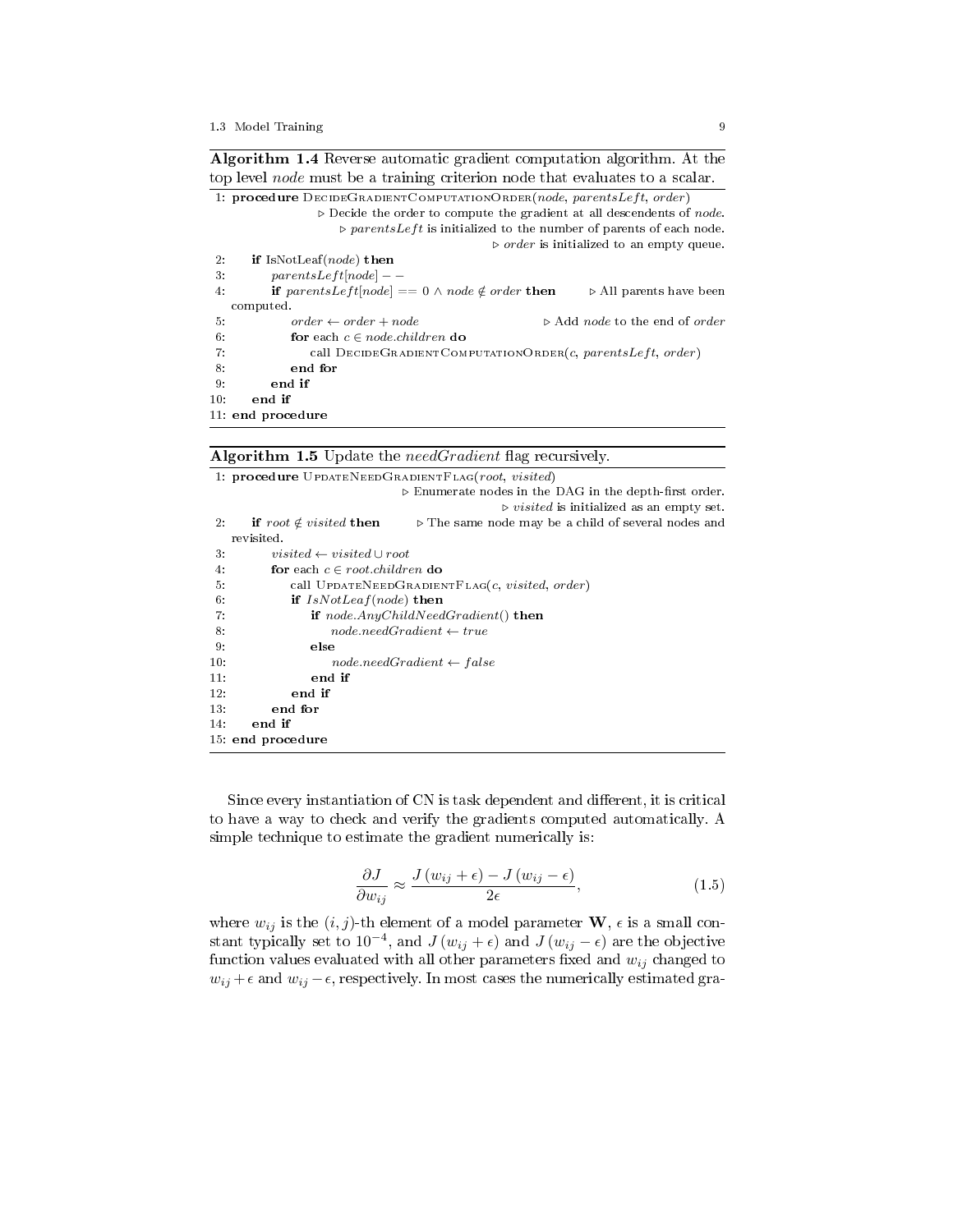**Algorithm 1.4** Reverse automatic gradient computation algorithm. At the top level *node* must be a training criterion node that evaluates to a scalar.

```
1: procedure DecideGradientComputationOrder(node, parentsLeft, order)
       ▷ Decide the order to compute the gradient at all descendents of node.
       ▷ parentsLeft is initialized to the number of parents of each node.
       ▷ order is initialized to an empty queue.
2:     if IsNotLeaf(node) then
3:         parentsLeft[node] − −
4:         if parentsLeft[node] == 0 ∧ node ∉ order then    ▷ All parents have been computed.
5:             order ← order + node                          ▷ Add node to the end of order
6:             for each c ∈ node.children do
7:                 call DecideGradientComputationOrder(c, parentsLeft, order)
8:             end for
9:         end if
10:    end if
11: end procedure
```

**Algorithm 1.5** Update the *needGradient* flag recursively.

```
1: procedure UpdateNeedGradientFlag(root, visited)
       ▷ Enumerate nodes in the DAG in the depth-first order.
       ▷ visited is initialized as an empty set.
2:     if root ∉ visited then    ▷ The same node may be a child of several nodes and revisited.
3:         visited ← visited ∪ root
4:         for each c ∈ root.children do
5:             call UpdateNeedGradientFlag(c, visited, order)
6:             if IsNotLeaf(node) then
7:                 if node.AnyChildNeedGradient() then
8:                     node.needGradient ← true
9:                 else
10:                    node.needGradient ← false
11:                end if
12:            end if
13:        end for
14:    end if
15: end procedure
```

Since every instantiation of CN is task dependent and different, it is critical to have a way to check and verify the gradients computed automatically. A simple technique to estimate the gradient numerically is:

$$\frac{\partial J}{\partial w_{ij}} \approx \frac{J\left(w_{ij}+\epsilon\right) - J\left(w_{ij}-\epsilon\right)}{2\epsilon}, \tag{1.5}$$

where $w_{ij}$ is the $(i,j)$-th element of a model parameter $\mathbf{W}$, $\epsilon$ is a small constant typically set to $10^{-4}$, and $J\left(w_{ij}+\epsilon\right)$ and $J\left(w_{ij}-\epsilon\right)$ are the objective function values evaluated with all other parameters fixed and $w_{ij}$ changed to $w_{ij}+\epsilon$ and $w_{ij}-\epsilon$, respectively. In most cases the numerically estimated gra-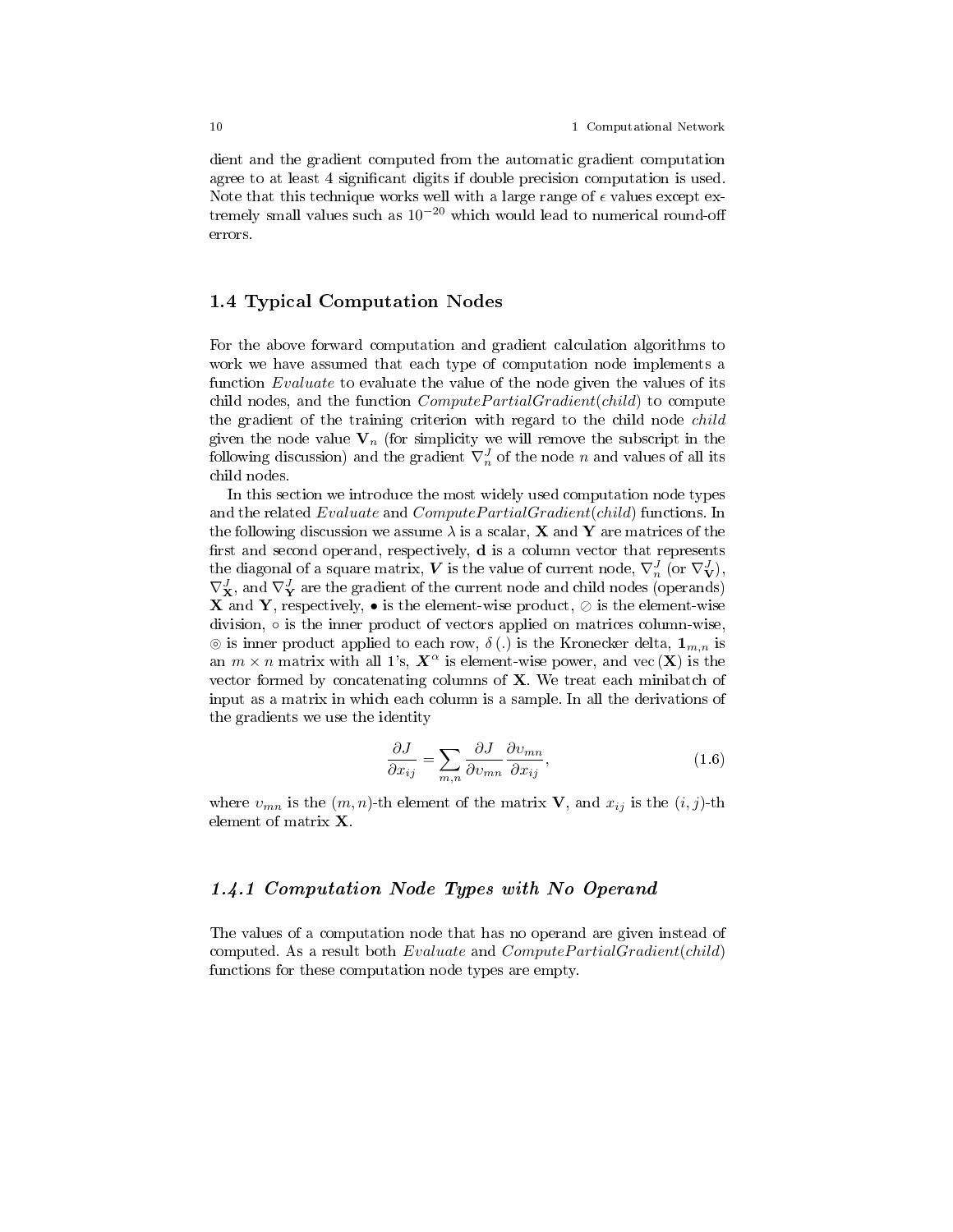dient and the gradient computed from the automatic gradient computation agree to at least 4 significant digits if double precision computation is used. Note that this technique works well with a large range of $\epsilon$ values except extremely small values such as $10^{-20}$ which would lead to numerical round-off errors.

## 1.4 Typical Computation Nodes

For the above forward computation and gradient calculation algorithms to work we have assumed that each type of computation node implements a function *Evaluate* to evaluate the value of the node given the values of its child nodes, and the function *ComputePartialGradient*(*child*) to compute the gradient of the training criterion with regard to the child node *child* given the node value $\mathbf{V}_n$ (for simplicity we will remove the subscript in the following discussion) and the gradient $\nabla_n^J$ of the node $n$ and values of all its child nodes.

In this section we introduce the most widely used computation node types and the related *Evaluate* and *ComputePartialGradient*(*child*) functions. In the following discussion we assume $\lambda$ is a scalar, $\mathbf{X}$ and $\mathbf{Y}$ are matrices of the first and second operand, respectively, $\mathbf{d}$ is a column vector that represents the diagonal of a square matrix, $\boldsymbol{V}$ is the value of current node, $\nabla_n^J$ (or $\nabla_{\mathbf{V}}^J$), $\nabla_{\mathbf{X}}^J$, and $\nabla_{\mathbf{Y}}^J$ are the gradient of the current node and child nodes (operands) $\mathbf{X}$ and $\mathbf{Y}$, respectively, $\bullet$ is the element-wise product, $\oslash$ is the element-wise division, $\circ$ is the inner product of vectors applied on matrices column-wise, $\circledcirc$ is inner product applied to each row, $\delta(.)$ is the Kronecker delta, $\mathbf{1}_{m,n}$ is an $m \times n$ matrix with all 1's, $\boldsymbol{X}^{\alpha}$ is element-wise power, and $\mathrm{vec}(\mathbf{X})$ is the vector formed by concatenating columns of $\mathbf{X}$. We treat each minibatch of input as a matrix in which each column is a sample. In all the derivations of the gradients we use the identity

$$\frac{\partial J}{\partial x_{ij}} = \sum_{m,n} \frac{\partial J}{\partial \upsilon_{mn}} \frac{\partial \upsilon_{mn}}{\partial x_{ij}}, \tag{1.6}$$

where $\upsilon_{mn}$ is the $(m,n)$-th element of the matrix $\mathbf{V}$, and $x_{ij}$ is the $(i,j)$-th element of matrix $\mathbf{X}$.

### *1.4.1 Computation Node Types with No Operand*

The values of a computation node that has no operand are given instead of computed. As a result both *Evaluate* and *ComputePartialGradient*(*child*) functions for these computation node types are empty.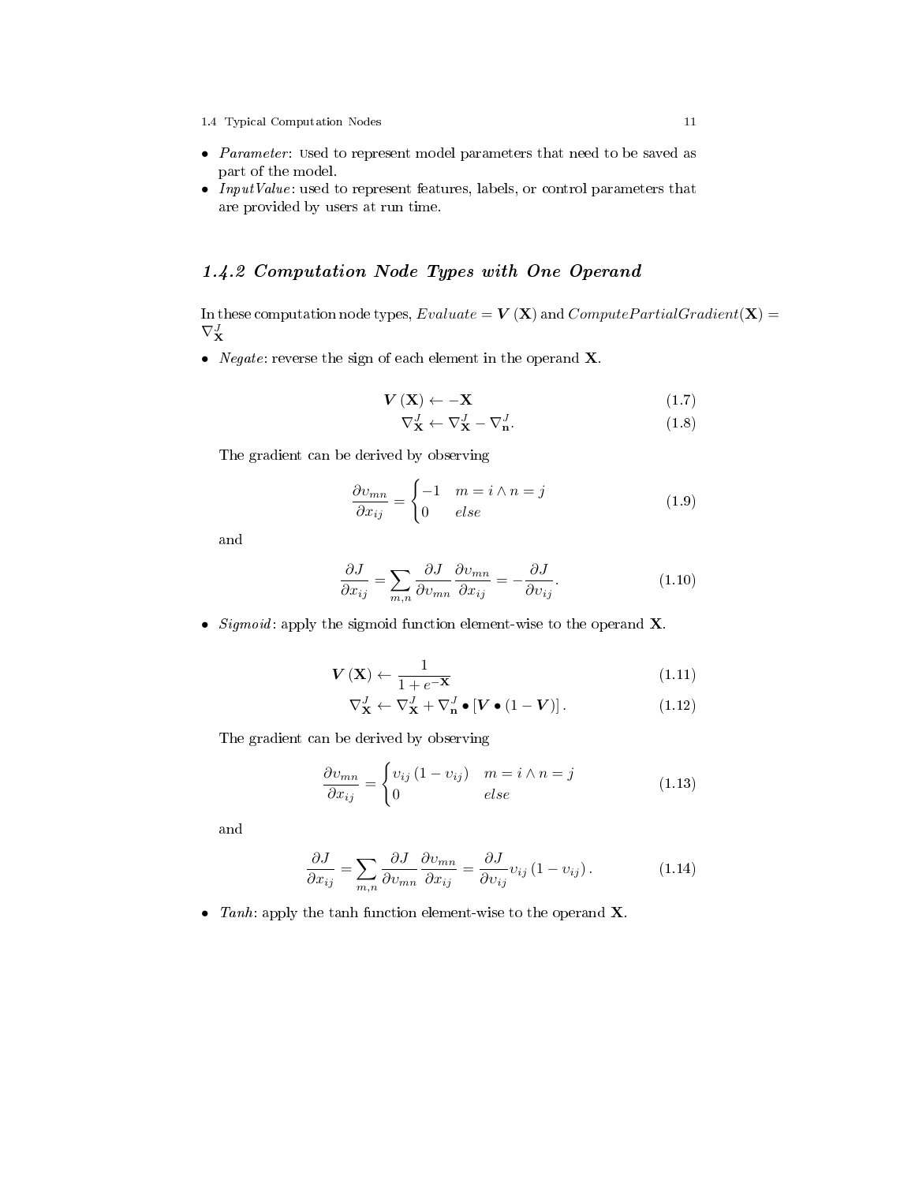- *Parameter*: Used to represent model parameters that need to be saved as part of the model.
- *InputValue*: used to represent features, labels, or control parameters that are provided by users at run time.

### 1.4.2 Computation Node Types with One Operand

In these computation node types, $Evaluate = \boldsymbol{V}(\mathbf{X})$ and $ComputePartialGradient(\mathbf{X}) = \nabla_{\mathbf{X}}^{J}$

- *Negate*: reverse the sign of each element in the operand $\mathbf{X}$.

$$\boldsymbol{V}(\mathbf{X}) \leftarrow -\mathbf{X} \tag{1.7}$$

$$\nabla_{\mathbf{X}}^{J} \leftarrow \nabla_{\mathbf{X}}^{J} - \nabla_{\mathbf{n}}^{J}. \tag{1.8}$$

The gradient can be derived by observing

$$\frac{\partial \upsilon_{mn}}{\partial x_{ij}} = \begin{cases} -1 & m = i \wedge n = j \\ 0 & else \end{cases} \tag{1.9}$$

and

$$\frac{\partial J}{\partial x_{ij}} = \sum_{m,n} \frac{\partial J}{\partial \upsilon_{mn}} \frac{\partial \upsilon_{mn}}{\partial x_{ij}} = -\frac{\partial J}{\partial \upsilon_{ij}}. \tag{1.10}$$

- *Sigmoid*: apply the sigmoid function element-wise to the operand $\mathbf{X}$.

$$\boldsymbol{V}(\mathbf{X}) \leftarrow \frac{1}{1+e^{-\mathbf{X}}} \tag{1.11}$$

$$\nabla_{\mathbf{X}}^{J} \leftarrow \nabla_{\mathbf{X}}^{J} + \nabla_{\mathbf{n}}^{J} \bullet \left[\boldsymbol{V} \bullet (1-\boldsymbol{V})\right]. \tag{1.12}$$

The gradient can be derived by observing

$$\frac{\partial \upsilon_{mn}}{\partial x_{ij}} = \begin{cases} \upsilon_{ij}\left(1-\upsilon_{ij}\right) & m = i \wedge n = j \\ 0 & else \end{cases} \tag{1.13}$$

and

$$\frac{\partial J}{\partial x_{ij}} = \sum_{m,n} \frac{\partial J}{\partial \upsilon_{mn}} \frac{\partial \upsilon_{mn}}{\partial x_{ij}} = \frac{\partial J}{\partial \upsilon_{ij}} \upsilon_{ij}\left(1-\upsilon_{ij}\right). \tag{1.14}$$

- *Tanh*: apply the tanh function element-wise to the operand $\mathbf{X}$.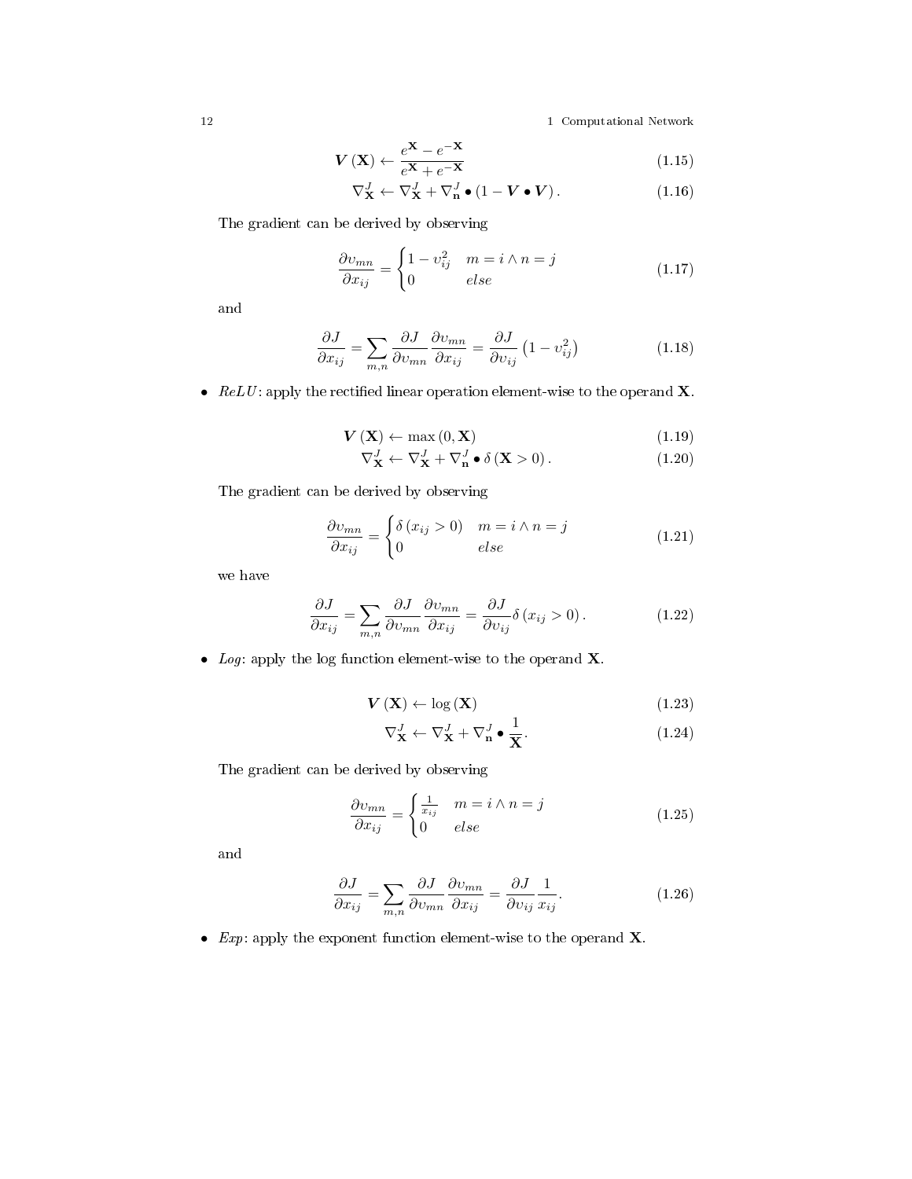$$\boldsymbol{V}(\mathbf{X}) \leftarrow \frac{e^{\mathbf{X}} - e^{-\mathbf{X}}}{e^{\mathbf{X}} + e^{-\mathbf{X}}} \tag{1.15}$$

$$\nabla_{\mathbf{X}}^{J} \leftarrow \nabla_{\mathbf{X}}^{J} + \nabla_{\mathbf{n}}^{J} \bullet (1 - \boldsymbol{V} \bullet \boldsymbol{V}). \tag{1.16}$$

The gradient can be derived by observing

$$\frac{\partial \upsilon_{mn}}{\partial x_{ij}} = \begin{cases} 1 - \upsilon_{ij}^2 & m = i \wedge n = j \\ 0 & else \end{cases} \tag{1.17}$$

and

$$\frac{\partial J}{\partial x_{ij}} = \sum_{m,n} \frac{\partial J}{\partial \upsilon_{mn}} \frac{\partial \upsilon_{mn}}{\partial x_{ij}} = \frac{\partial J}{\partial \upsilon_{ij}} \left(1 - \upsilon_{ij}^2\right) \tag{1.18}$$

- *ReLU*: apply the rectified linear operation element-wise to the operand $\mathbf{X}$.

$$\boldsymbol{V}(\mathbf{X}) \leftarrow \max(0, \mathbf{X}) \tag{1.19}$$

$$\nabla_{\mathbf{X}}^{J} \leftarrow \nabla_{\mathbf{X}}^{J} + \nabla_{\mathbf{n}}^{J} \bullet \delta(\mathbf{X} > 0). \tag{1.20}$$

The gradient can be derived by observing

$$\frac{\partial \upsilon_{mn}}{\partial x_{ij}} = \begin{cases} \delta(x_{ij} > 0) & m = i \wedge n = j \\ 0 & else \end{cases} \tag{1.21}$$

we have

$$\frac{\partial J}{\partial x_{ij}} = \sum_{m,n} \frac{\partial J}{\partial \upsilon_{mn}} \frac{\partial \upsilon_{mn}}{\partial x_{ij}} = \frac{\partial J}{\partial \upsilon_{ij}} \delta(x_{ij} > 0). \tag{1.22}$$

- *Log*: apply the log function element-wise to the operand $\mathbf{X}$.

$$\boldsymbol{V}(\mathbf{X}) \leftarrow \log(\mathbf{X}) \tag{1.23}$$

$$\nabla_{\mathbf{X}}^{J} \leftarrow \nabla_{\mathbf{X}}^{J} + \nabla_{\mathbf{n}}^{J} \bullet \frac{1}{\mathbf{X}}. \tag{1.24}$$

The gradient can be derived by observing

$$\frac{\partial \upsilon_{mn}}{\partial x_{ij}} = \begin{cases} \frac{1}{x_{ij}} & m = i \wedge n = j \\ 0 & else \end{cases} \tag{1.25}$$

and

$$\frac{\partial J}{\partial x_{ij}} = \sum_{m,n} \frac{\partial J}{\partial \upsilon_{mn}} \frac{\partial \upsilon_{mn}}{\partial x_{ij}} = \frac{\partial J}{\partial \upsilon_{ij}} \frac{1}{x_{ij}}. \tag{1.26}$$

- *Exp*: apply the exponent function element-wise to the operand $\mathbf{X}$.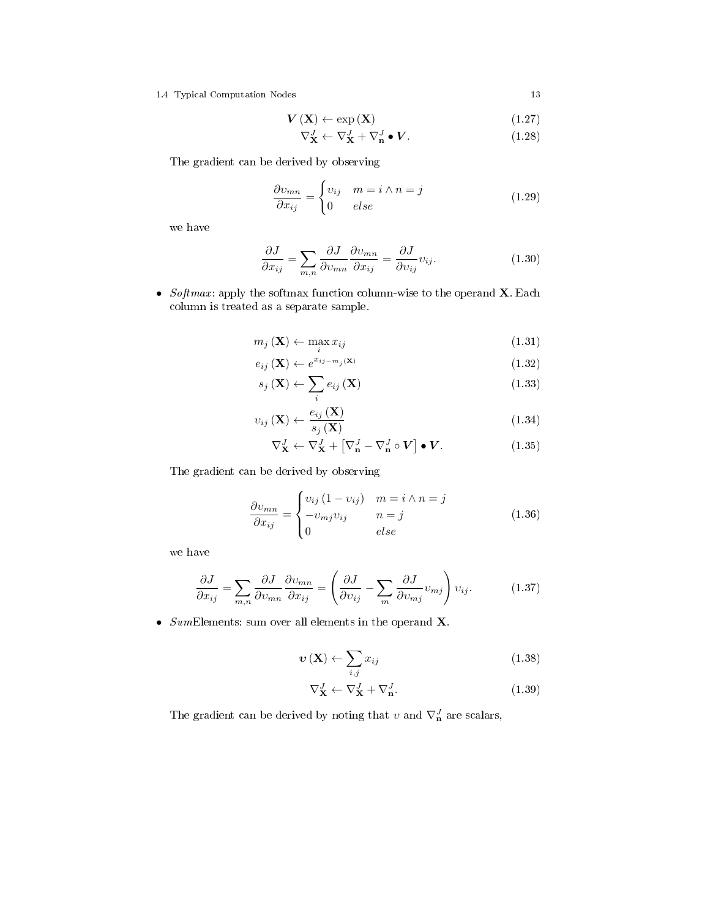$$\boldsymbol{V}\left(\mathbf{X}\right) \leftarrow \exp\left(\mathbf{X}\right) \tag{1.27}$$

$$\nabla_{\mathbf{X}}^{J} \leftarrow \nabla_{\mathbf{X}}^{J} + \nabla_{\mathbf{n}}^{J} \bullet \boldsymbol{V}. \tag{1.28}$$

The gradient can be derived by observing

$$\frac{\partial \upsilon_{mn}}{\partial x_{ij}} = \begin{cases} \upsilon_{ij} & m = i \wedge n = j \\ 0 & else \end{cases} \tag{1.29}$$

we have

$$\frac{\partial J}{\partial x_{ij}} = \sum_{m,n} \frac{\partial J}{\partial \upsilon_{mn}} \frac{\partial \upsilon_{mn}}{\partial x_{ij}} = \frac{\partial J}{\partial \upsilon_{ij}} \upsilon_{ij}. \tag{1.30}$$

- *Softmax*: apply the softmax function column-wise to the operand $\mathbf{X}$. Each column is treated as a separate sample.

$$m_j\left(\mathbf{X}\right) \leftarrow \max_i x_{ij} \tag{1.31}$$

$$e_{ij}\left(\mathbf{X}\right) \leftarrow e^{x_{ij} - m_j\left(\mathbf{X}\right)} \tag{1.32}$$

$$s_j\left(\mathbf{X}\right) \leftarrow \sum_i e_{ij}\left(\mathbf{X}\right) \tag{1.33}$$

$$\upsilon_{ij}\left(\mathbf{X}\right) \leftarrow \frac{e_{ij}\left(\mathbf{X}\right)}{s_j\left(\mathbf{X}\right)} \tag{1.34}$$

$$\nabla_{\mathbf{X}}^{J} \leftarrow \nabla_{\mathbf{X}}^{J} + \left[\nabla_{\mathbf{n}}^{J} - \nabla_{\mathbf{n}}^{J} \circ \boldsymbol{V}\right] \bullet \boldsymbol{V}. \tag{1.35}$$

The gradient can be derived by observing

$$\frac{\partial \upsilon_{mn}}{\partial x_{ij}} = \begin{cases} \upsilon_{ij}\left(1 - \upsilon_{ij}\right) & m = i \wedge n = j \\ -\upsilon_{mj}\upsilon_{ij} & n = j \\ 0 & else \end{cases} \tag{1.36}$$

we have

$$\frac{\partial J}{\partial x_{ij}} = \sum_{m,n} \frac{\partial J}{\partial \upsilon_{mn}} \frac{\partial \upsilon_{mn}}{\partial x_{ij}} = \left(\frac{\partial J}{\partial \upsilon_{ij}} - \sum_m \frac{\partial J}{\partial \upsilon_{mj}} \upsilon_{mj}\right) \upsilon_{ij}. \tag{1.37}$$

- *Sum*Elements: sum over all elements in the operand $\mathbf{X}$.

$$\boldsymbol{\upsilon}\left(\mathbf{X}\right) \leftarrow \sum_{i,j} x_{ij} \tag{1.38}$$

$$\nabla_{\mathbf{X}}^{J} \leftarrow \nabla_{\mathbf{X}}^{J} + \nabla_{\mathbf{n}}^{J}. \tag{1.39}$$

The gradient can be derived by noting that $\upsilon$ and $\nabla_{\mathbf{n}}^{J}$ are scalars,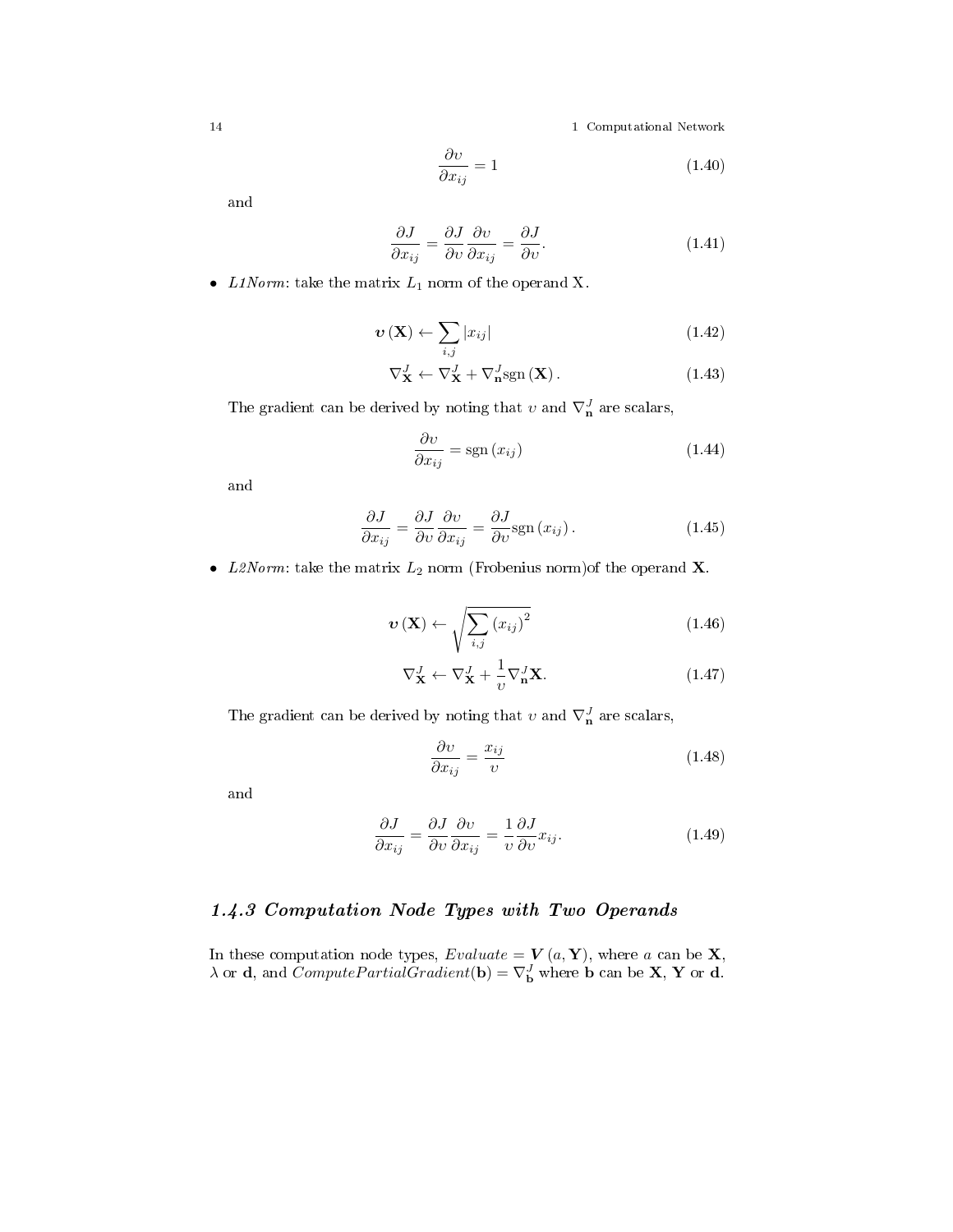$$\frac{\partial \upsilon}{\partial x_{ij}} = 1 \tag{1.40}$$

and

$$\frac{\partial J}{\partial x_{ij}} = \frac{\partial J}{\partial \upsilon}\frac{\partial \upsilon}{\partial x_{ij}} = \frac{\partial J}{\partial \upsilon}. \tag{1.41}$$

- *L1Norm*: take the matrix $L_1$ norm of the operand X.

$$\boldsymbol{\upsilon}\left(\mathbf{X}\right) \leftarrow \sum_{i,j} |x_{ij}| \tag{1.42}$$

$$\nabla_{\mathbf{X}}^{J} \leftarrow \nabla_{\mathbf{X}}^{J} + \nabla_{\mathbf{n}}^{J} \mathrm{sgn}\left(\mathbf{X}\right). \tag{1.43}$$

The gradient can be derived by noting that $\upsilon$ and $\nabla_{\mathbf{n}}^{J}$ are scalars,

$$\frac{\partial \upsilon}{\partial x_{ij}} = \mathrm{sgn}\left(x_{ij}\right) \tag{1.44}$$

and

$$\frac{\partial J}{\partial x_{ij}} = \frac{\partial J}{\partial \upsilon}\frac{\partial \upsilon}{\partial x_{ij}} = \frac{\partial J}{\partial \upsilon}\mathrm{sgn}\left(x_{ij}\right). \tag{1.45}$$

- *L2Norm*: take the matrix $L_2$ norm (Frobenius norm)of the operand **X**.

$$\boldsymbol{\upsilon}\left(\mathbf{X}\right) \leftarrow \sqrt{\sum_{i,j} \left(x_{ij}\right)^2} \tag{1.46}$$

$$\nabla_{\mathbf{X}}^{J} \leftarrow \nabla_{\mathbf{X}}^{J} + \frac{1}{\upsilon}\nabla_{\mathbf{n}}^{J}\mathbf{X}. \tag{1.47}$$

The gradient can be derived by noting that $\upsilon$ and $\nabla_{\mathbf{n}}^{J}$ are scalars,

$$\frac{\partial \upsilon}{\partial x_{ij}} = \frac{x_{ij}}{\upsilon} \tag{1.48}$$

and

$$\frac{\partial J}{\partial x_{ij}} = \frac{\partial J}{\partial \upsilon}\frac{\partial \upsilon}{\partial x_{ij}} = \frac{1}{\upsilon}\frac{\partial J}{\partial \upsilon}x_{ij}. \tag{1.49}$$

### *1.4.3 Computation Node Types with Two Operands*

In these computation node types, $Evaluate = \boldsymbol{V}\left(a, \mathbf{Y}\right)$, where $a$ can be **X**, $\lambda$ or **d**, and $ComputePartialGradient(\mathbf{b}) = \nabla_{\mathbf{b}}^{J}$ where **b** can be **X**, **Y** or **d**.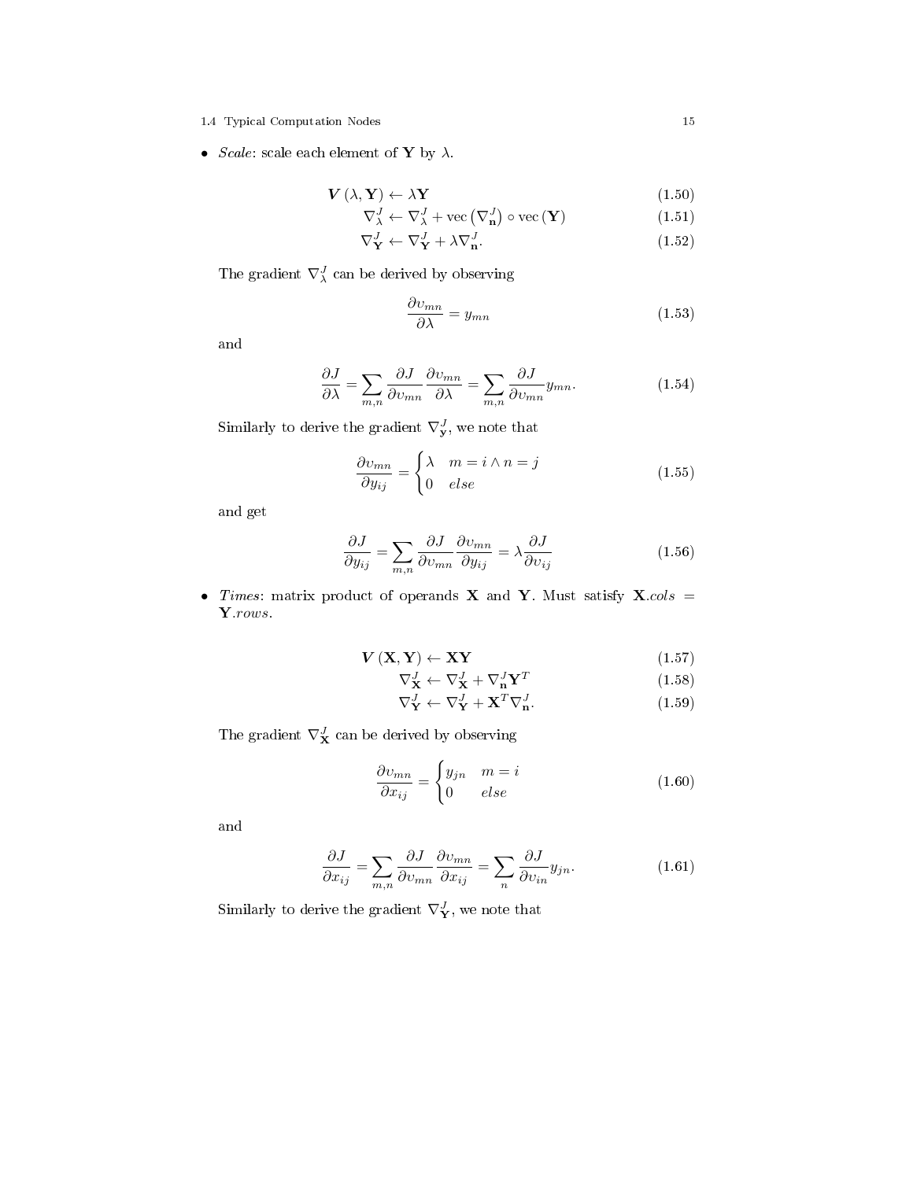- *Scale*: scale each element of $\mathbf{Y}$ by $\lambda$.

$$\boldsymbol{V}(\lambda, \mathbf{Y}) \leftarrow \lambda \mathbf{Y} \tag{1.50}$$

$$\nabla_{\lambda}^{J} \leftarrow \nabla_{\lambda}^{J} + \operatorname{vec}\left(\nabla_{\mathbf{n}}^{J}\right) \circ \operatorname{vec}(\mathbf{Y}) \tag{1.51}$$

$$\nabla_{\mathbf{Y}}^{J} \leftarrow \nabla_{\mathbf{Y}}^{J} + \lambda \nabla_{\mathbf{n}}^{J}. \tag{1.52}$$

The gradient $\nabla_{\lambda}^{J}$ can be derived by observing

$$\frac{\partial \upsilon_{mn}}{\partial \lambda} = y_{mn} \tag{1.53}$$

and

$$\frac{\partial J}{\partial \lambda} = \sum_{m,n} \frac{\partial J}{\partial \upsilon_{mn}} \frac{\partial \upsilon_{mn}}{\partial \lambda} = \sum_{m,n} \frac{\partial J}{\partial \upsilon_{mn}} y_{mn}. \tag{1.54}$$

Similarly to derive the gradient $\nabla_{\mathbf{y}}^{J}$, we note that

$$\frac{\partial \upsilon_{mn}}{\partial y_{ij}} = \begin{cases} \lambda & m = i \wedge n = j \\ 0 & else \end{cases} \tag{1.55}$$

and get

$$\frac{\partial J}{\partial y_{ij}} = \sum_{m,n} \frac{\partial J}{\partial \upsilon_{mn}} \frac{\partial \upsilon_{mn}}{\partial y_{ij}} = \lambda \frac{\partial J}{\partial \upsilon_{ij}} \tag{1.56}$$

- *Times*: matrix product of operands $\mathbf{X}$ and $\mathbf{Y}$. Must satisfy $\mathbf{X}.cols = \mathbf{Y}.rows$.

$$\boldsymbol{V}(\mathbf{X}, \mathbf{Y}) \leftarrow \mathbf{X}\mathbf{Y} \tag{1.57}$$

$$\nabla_{\mathbf{X}}^{J} \leftarrow \nabla_{\mathbf{X}}^{J} + \nabla_{\mathbf{n}}^{J} \mathbf{Y}^{T} \tag{1.58}$$

$$\nabla_{\mathbf{Y}}^{J} \leftarrow \nabla_{\mathbf{Y}}^{J} + \mathbf{X}^{T} \nabla_{\mathbf{n}}^{J}. \tag{1.59}$$

The gradient $\nabla_{\mathbf{X}}^{J}$ can be derived by observing

$$\frac{\partial \upsilon_{mn}}{\partial x_{ij}} = \begin{cases} y_{jn} & m = i \\ 0 & else \end{cases} \tag{1.60}$$

and

$$\frac{\partial J}{\partial x_{ij}} = \sum_{m,n} \frac{\partial J}{\partial \upsilon_{mn}} \frac{\partial \upsilon_{mn}}{\partial x_{ij}} = \sum_{n} \frac{\partial J}{\partial \upsilon_{in}} y_{jn}. \tag{1.61}$$

Similarly to derive the gradient $\nabla_{\mathbf{Y}}^{J}$, we note that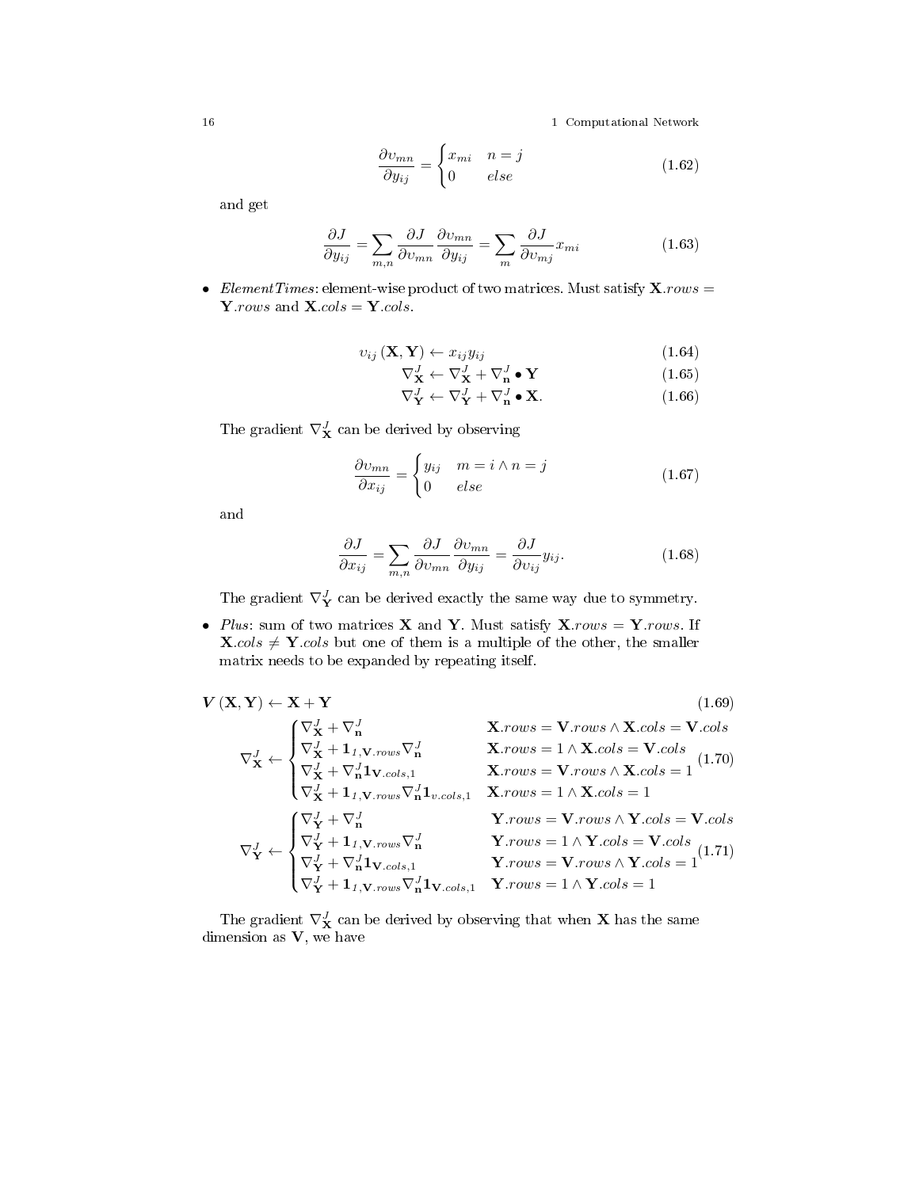$$\frac{\partial \upsilon_{mn}}{\partial y_{ij}} = \begin{cases} x_{mi} & n = j \\ 0 & else \end{cases} \tag{1.62}$$

and get

$$\frac{\partial J}{\partial y_{ij}} = \sum_{m,n} \frac{\partial J}{\partial \upsilon_{mn}} \frac{\partial \upsilon_{mn}}{\partial y_{ij}} = \sum_{m} \frac{\partial J}{\partial \upsilon_{mj}} x_{mi} \tag{1.63}$$

- *ElementTimes*: element-wise product of two matrices. Must satisfy $\mathbf{X}.rows = \mathbf{Y}.rows$ and $\mathbf{X}.cols = \mathbf{Y}.cols$.

$$\upsilon_{ij}(\mathbf{X}, \mathbf{Y}) \leftarrow x_{ij} y_{ij} \tag{1.64}$$

$$\nabla_{\mathbf{X}}^{J} \leftarrow \nabla_{\mathbf{X}}^{J} + \nabla_{\mathbf{n}}^{J} \bullet \mathbf{Y} \tag{1.65}$$

$$\nabla_{\mathbf{Y}}^{J} \leftarrow \nabla_{\mathbf{Y}}^{J} + \nabla_{\mathbf{n}}^{J} \bullet \mathbf{X}. \tag{1.66}$$

The gradient $\nabla_{\mathbf{X}}^{J}$ can be derived by observing

$$\frac{\partial \upsilon_{mn}}{\partial x_{ij}} = \begin{cases} y_{ij} & m = i \wedge n = j \\ 0 & else \end{cases} \tag{1.67}$$

and

$$\frac{\partial J}{\partial x_{ij}} = \sum_{m,n} \frac{\partial J}{\partial \upsilon_{mn}} \frac{\partial \upsilon_{mn}}{\partial y_{ij}} = \frac{\partial J}{\partial \upsilon_{ij}} y_{ij}. \tag{1.68}$$

The gradient $\nabla_{\mathbf{Y}}^{J}$ can be derived exactly the same way due to symmetry.

- *Plus*: sum of two matrices $\mathbf{X}$ and $\mathbf{Y}$. Must satisfy $\mathbf{X}.rows = \mathbf{Y}.rows$. If $\mathbf{X}.cols \neq \mathbf{Y}.cols$ but one of them is a multiple of the other, the smaller matrix needs to be expanded by repeating itself.

$$\boldsymbol{V}(\mathbf{X}, \mathbf{Y}) \leftarrow \mathbf{X} + \mathbf{Y} \tag{1.69}$$

$$\nabla_{\mathbf{X}}^{J} \leftarrow \begin{cases} \nabla_{\mathbf{X}}^{J} + \nabla_{\mathbf{n}}^{J} & \mathbf{X}.rows = \mathbf{V}.rows \wedge \mathbf{X}.cols = \mathbf{V}.cols \\ \nabla_{\mathbf{X}}^{J} + \mathbf{1}_{1,\mathbf{V}.rows} \nabla_{\mathbf{n}}^{J} & \mathbf{X}.rows = 1 \wedge \mathbf{X}.cols = \mathbf{V}.cols \\ \nabla_{\mathbf{X}}^{J} + \nabla_{\mathbf{n}}^{J} \mathbf{1}_{\mathbf{V}.cols,1} & \mathbf{X}.rows = \mathbf{V}.rows \wedge \mathbf{X}.cols = 1 \\ \nabla_{\mathbf{X}}^{J} + \mathbf{1}_{1,\mathbf{V}.rows} \nabla_{\mathbf{n}}^{J} \mathbf{1}_{v.cols,1} & \mathbf{X}.rows = 1 \wedge \mathbf{X}.cols = 1 \end{cases} \tag{1.70}$$

$$\nabla_{\mathbf{Y}}^{J} \leftarrow \begin{cases} \nabla_{\mathbf{Y}}^{J} + \nabla_{\mathbf{n}}^{J} & \mathbf{Y}.rows = \mathbf{V}.rows \wedge \mathbf{Y}.cols = \mathbf{V}.cols \\ \nabla_{\mathbf{Y}}^{J} + \mathbf{1}_{1,\mathbf{V}.rows} \nabla_{\mathbf{n}}^{J} & \mathbf{Y}.rows = 1 \wedge \mathbf{Y}.cols = \mathbf{V}.cols \\ \nabla_{\mathbf{Y}}^{J} + \nabla_{\mathbf{n}}^{J} \mathbf{1}_{\mathbf{V}.cols,1} & \mathbf{Y}.rows = \mathbf{V}.rows \wedge \mathbf{Y}.cols = 1 \\ \nabla_{\mathbf{Y}}^{J} + \mathbf{1}_{1,\mathbf{V}.rows} \nabla_{\mathbf{n}}^{J} \mathbf{1}_{\mathbf{V}.cols,1} & \mathbf{Y}.rows = 1 \wedge \mathbf{Y}.cols = 1 \end{cases} \tag{1.71}$$

The gradient $\nabla_{\mathbf{X}}^{J}$ can be derived by observing that when $\mathbf{X}$ has the same dimension as $\mathbf{V}$, we have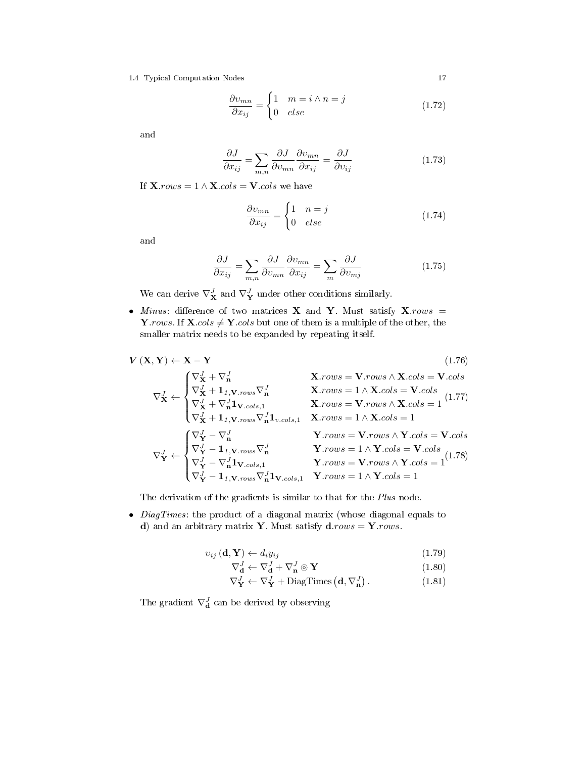$$\frac{\partial \upsilon_{mn}}{\partial x_{ij}} = \begin{cases} 1 & m = i \wedge n = j \\ 0 & else \end{cases} \tag{1.72}$$

and

$$\frac{\partial J}{\partial x_{ij}} = \sum_{m,n} \frac{\partial J}{\partial \upsilon_{mn}} \frac{\partial \upsilon_{mn}}{\partial x_{ij}} = \frac{\partial J}{\partial \upsilon_{ij}} \tag{1.73}$$

If $\mathbf{X}.rows = 1 \wedge \mathbf{X}.cols = \mathbf{V}.cols$ we have

$$\frac{\partial \upsilon_{mn}}{\partial x_{ij}} = \begin{cases} 1 & n = j \\ 0 & else \end{cases} \tag{1.74}$$

and

$$\frac{\partial J}{\partial x_{ij}} = \sum_{m,n} \frac{\partial J}{\partial \upsilon_{mn}} \frac{\partial \upsilon_{mn}}{\partial x_{ij}} = \sum_{m} \frac{\partial J}{\partial \upsilon_{mj}} \tag{1.75}$$

We can derive $\nabla_{\mathbf{X}}^{J}$ and $\nabla_{\mathbf{Y}}^{J}$ under other conditions similarly.

- *Minus*: difference of two matrices $\mathbf{X}$ and $\mathbf{Y}$. Must satisfy $\mathbf{X}.rows = \mathbf{Y}.rows$. If $\mathbf{X}.cols \neq \mathbf{Y}.cols$ but one of them is a multiple of the other, the smaller matrix needs to be expanded by repeating itself.

$$\boldsymbol{V}(\mathbf{X}, \mathbf{Y}) \leftarrow \mathbf{X} - \mathbf{Y} \tag{1.76}$$

$$\nabla_{\mathbf{X}}^{J} \leftarrow \begin{cases} \nabla_{\mathbf{X}}^{J} + \nabla_{\mathbf{n}}^{J} & \mathbf{X}.rows = \mathbf{V}.rows \wedge \mathbf{X}.cols = \mathbf{V}.cols \\ \nabla_{\mathbf{X}}^{J} + \mathbf{1}_{1,\mathbf{V}.rows} \nabla_{\mathbf{n}}^{J} & \mathbf{X}.rows = 1 \wedge \mathbf{X}.cols = \mathbf{V}.cols \\ \nabla_{\mathbf{X}}^{J} + \nabla_{\mathbf{n}}^{J} \mathbf{1}_{\mathbf{V}.cols,1} & \mathbf{X}.rows = \mathbf{V}.rows \wedge \mathbf{X}.cols = 1 \\ \nabla_{\mathbf{X}}^{J} + \mathbf{1}_{1,\mathbf{V}.rows} \nabla_{\mathbf{n}}^{J} \mathbf{1}_{v.cols,1} & \mathbf{X}.rows = 1 \wedge \mathbf{X}.cols = 1 \end{cases} \tag{1.77}$$

$$\nabla_{\mathbf{Y}}^{J} \leftarrow \begin{cases} \nabla_{\mathbf{Y}}^{J} - \nabla_{\mathbf{n}}^{J} & \mathbf{Y}.rows = \mathbf{V}.rows \wedge \mathbf{Y}.cols = \mathbf{V}.cols \\ \nabla_{\mathbf{Y}}^{J} - \mathbf{1}_{1,\mathbf{V}.rows} \nabla_{\mathbf{n}}^{J} & \mathbf{Y}.rows = 1 \wedge \mathbf{Y}.cols = \mathbf{V}.cols \\ \nabla_{\mathbf{Y}}^{J} - \nabla_{\mathbf{n}}^{J} \mathbf{1}_{\mathbf{V}.cols,1} & \mathbf{Y}.rows = \mathbf{V}.rows \wedge \mathbf{Y}.cols = 1 \\ \nabla_{\mathbf{Y}}^{J} - \mathbf{1}_{1,\mathbf{V}.rows} \nabla_{\mathbf{n}}^{J} \mathbf{1}_{\mathbf{V}.cols,1} & \mathbf{Y}.rows = 1 \wedge \mathbf{Y}.cols = 1 \end{cases} \tag{1.78}$$

The derivation of the gradients is similar to that for the *Plus* node.

- *DiagTimes*: the product of a diagonal matrix (whose diagonal equals to $\mathbf{d}$) and an arbitrary matrix $\mathbf{Y}$. Must satisfy $\mathbf{d}.rows = \mathbf{Y}.rows$.

$$\upsilon_{ij}(\mathbf{d}, \mathbf{Y}) \leftarrow d_i y_{ij} \tag{1.79}$$

$$\nabla_{\mathbf{d}}^{J} \leftarrow \nabla_{\mathbf{d}}^{J} + \nabla_{\mathbf{n}}^{J} \circledcirc \mathbf{Y} \tag{1.80}$$

$$\nabla_{\mathbf{Y}}^{J} \leftarrow \nabla_{\mathbf{Y}}^{J} + \text{DiagTimes}\left(\mathbf{d}, \nabla_{\mathbf{n}}^{J}\right). \tag{1.81}$$

The gradient $\nabla_{\mathbf{d}}^{J}$ can be derived by observing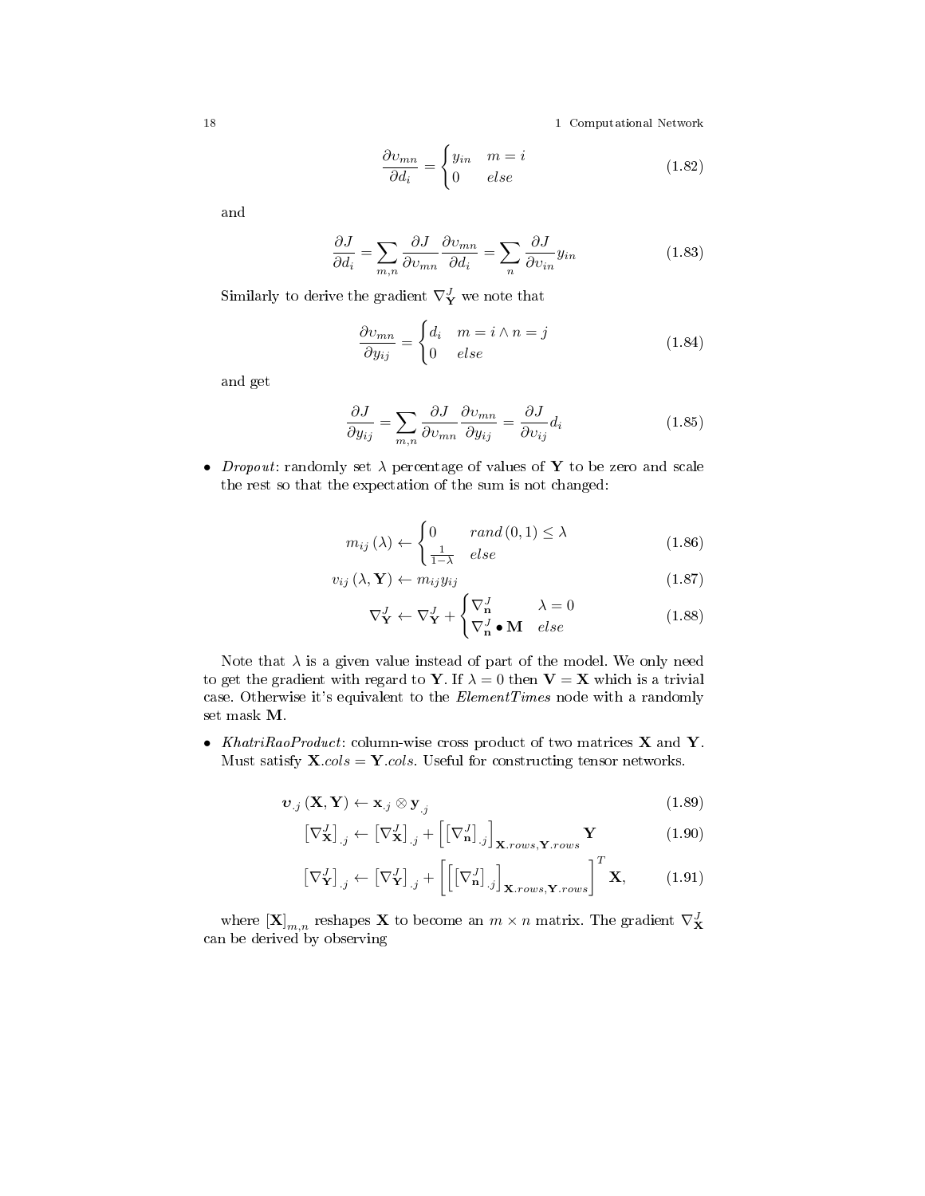$$\frac{\partial \upsilon_{mn}}{\partial d_i} = \begin{cases} y_{in} & m = i \\ 0 & else \end{cases} \tag{1.82}$$

and

$$\frac{\partial J}{\partial d_i} = \sum_{m,n} \frac{\partial J}{\partial \upsilon_{mn}} \frac{\partial \upsilon_{mn}}{\partial d_i} = \sum_{n} \frac{\partial J}{\partial \upsilon_{in}} y_{in} \tag{1.83}$$

Similarly to derive the gradient $\nabla_{\mathbf{Y}}^{J}$ we note that

$$\frac{\partial \upsilon_{mn}}{\partial y_{ij}} = \begin{cases} d_i & m = i \wedge n = j \\ 0 & else \end{cases} \tag{1.84}$$

and get

$$\frac{\partial J}{\partial y_{ij}} = \sum_{m,n} \frac{\partial J}{\partial \upsilon_{mn}} \frac{\partial \upsilon_{mn}}{\partial y_{ij}} = \frac{\partial J}{\partial \upsilon_{ij}} d_i \tag{1.85}$$

- *Dropout*: randomly set $\lambda$ percentage of values of $\mathbf{Y}$ to be zero and scale the rest so that the expectation of the sum is not changed:

$$m_{ij}(\lambda) \leftarrow \begin{cases} 0 & rand(0,1) \leq \lambda \\ \frac{1}{1-\lambda} & else \end{cases} \tag{1.86}$$

$$v_{ij}(\lambda, \mathbf{Y}) \leftarrow m_{ij} y_{ij} \tag{1.87}$$

$$\nabla_{\mathbf{Y}}^{J} \leftarrow \nabla_{\mathbf{Y}}^{J} + \begin{cases} \nabla_{\mathbf{n}}^{J} & \lambda = 0 \\ \nabla_{\mathbf{n}}^{J} \bullet \mathbf{M} & else \end{cases} \tag{1.88}$$

Note that $\lambda$ is a given value instead of part of the model. We only need to get the gradient with regard to $\mathbf{Y}$. If $\lambda = 0$ then $\mathbf{V} = \mathbf{X}$ which is a trivial case. Otherwise it's equivalent to the *ElementTimes* node with a randomly set mask $\mathbf{M}$.

- *KhatriRaoProduct*: column-wise cross product of two matrices $\mathbf{X}$ and $\mathbf{Y}$. Must satisfy $\mathbf{X}.cols = \mathbf{Y}.cols$. Useful for constructing tensor networks.

$$\boldsymbol{\upsilon}_{.j}(\mathbf{X}, \mathbf{Y}) \leftarrow \mathbf{x}_{.j} \otimes \mathbf{y}_{.j} \tag{1.89}$$

$$\left[\nabla_{\mathbf{X}}^{J}\right]_{.j} \leftarrow \left[\nabla_{\mathbf{X}}^{J}\right]_{.j} + \left[\left[\nabla_{\mathbf{n}}^{J}\right]_{.j}\right]_{\mathbf{X}.rows, \mathbf{Y}.rows} \mathbf{Y} \tag{1.90}$$

$$\left[\nabla_{\mathbf{Y}}^{J}\right]_{.j} \leftarrow \left[\nabla_{\mathbf{Y}}^{J}\right]_{.j} + \left[\left[\left[\nabla_{\mathbf{n}}^{J}\right]_{.j}\right]_{\mathbf{X}.rows, \mathbf{Y}.rows}\right]^{T} \mathbf{X}, \tag{1.91}$$

where $[\mathbf{X}]_{m,n}$ reshapes $\mathbf{X}$ to become an $m \times n$ matrix. The gradient $\nabla_{\mathbf{X}}^{J}$ can be derived by observing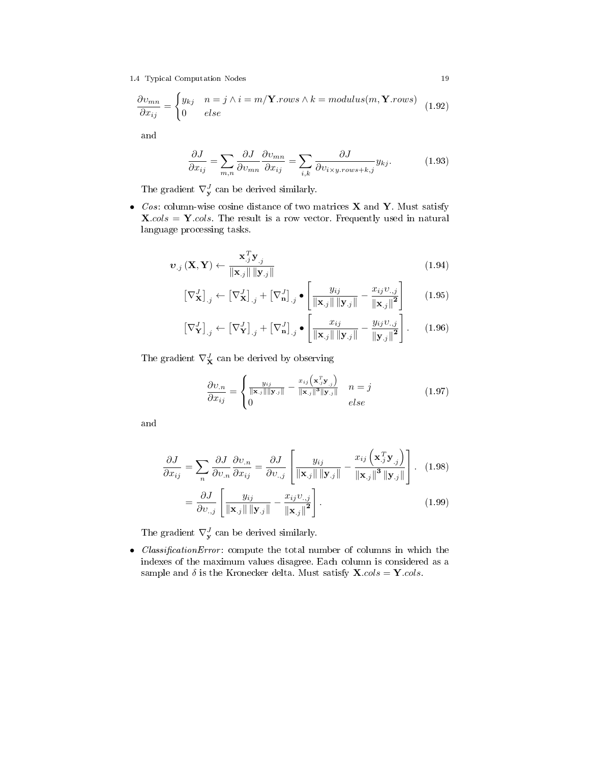$$\frac{\partial \upsilon_{mn}}{\partial x_{ij}} = \begin{cases} y_{kj} & n = j \wedge i = m/\mathbf{Y}.rows \wedge k = modulus(m, \mathbf{Y}.rows) \\ 0 & else \end{cases} \tag{1.92}$$

and

$$\frac{\partial J}{\partial x_{ij}} = \sum_{m,n} \frac{\partial J}{\partial \upsilon_{mn}} \frac{\partial \upsilon_{mn}}{\partial x_{ij}} = \sum_{i,k} \frac{\partial J}{\partial \upsilon_{i \times y.rows+k,j}} y_{kj}. \tag{1.93}$$

The gradient $\nabla_{\mathbf{y}}^{J}$ can be derived similarly.

- *Cos*: column-wise cosine distance of two matrices $\mathbf{X}$ and $\mathbf{Y}$. Must satisfy $\mathbf{X}.cols = \mathbf{Y}.cols$. The result is a row vector. Frequently used in natural language processing tasks.

$$\boldsymbol{\upsilon}_{.j}(\mathbf{X}, \mathbf{Y}) \leftarrow \frac{\mathbf{x}_{.j}^{T} \mathbf{y}_{.j}}{\|\mathbf{x}_{.j}\| \|\mathbf{y}_{.j}\|} \tag{1.94}$$

$$\left[\nabla_{\mathbf{X}}^{J}\right]_{.j} \leftarrow \left[\nabla_{\mathbf{X}}^{J}\right]_{.j} + \left[\nabla_{\mathbf{n}}^{J}\right]_{.j} \bullet \left[\frac{y_{ij}}{\|\mathbf{x}_{.j}\| \|\mathbf{y}_{.j}\|} - \frac{x_{ij}\upsilon_{.,j}}{\|\mathbf{x}_{.j}\|^{\mathbf{2}}}\right] \tag{1.95}$$

$$\left[\nabla_{\mathbf{Y}}^{J}\right]_{.j} \leftarrow \left[\nabla_{\mathbf{Y}}^{J}\right]_{.j} + \left[\nabla_{\mathbf{n}}^{J}\right]_{.j} \bullet \left[\frac{x_{ij}}{\|\mathbf{x}_{.j}\| \|\mathbf{y}_{.j}\|} - \frac{y_{ij}\upsilon_{.,j}}{\|\mathbf{y}_{.j}\|^{\mathbf{2}}}\right]. \tag{1.96}$$

The gradient $\nabla_{\mathbf{X}}^{J}$ can be derived by observing

$$\frac{\partial \upsilon_{.n}}{\partial x_{ij}} = \begin{cases} \frac{y_{ij}}{\|\mathbf{x}_{.j}\|\|\mathbf{y}_{.j}\|} - \frac{x_{ij}\left(\mathbf{x}_{.j}^{T}\mathbf{y}_{.j}\right)}{\|\mathbf{x}_{.j}\|^{\mathbf{3}}\|\mathbf{y}_{.j}\|} & n = j \\ 0 & else \end{cases} \tag{1.97}$$

and

$$\frac{\partial J}{\partial x_{ij}} = \sum_{n} \frac{\partial J}{\partial \upsilon_{.n}} \frac{\partial \upsilon_{.n}}{\partial x_{ij}} = \frac{\partial J}{\partial \upsilon_{.,j}} \left[\frac{y_{ij}}{\|\mathbf{x}_{.j}\| \|\mathbf{y}_{.j}\|} - \frac{x_{ij}\left(\mathbf{x}_{.j}^{T}\mathbf{y}_{.j}\right)}{\|\mathbf{x}_{.j}\|^{\mathbf{3}} \|\mathbf{y}_{.j}\|}\right]. \tag{1.98}$$

$$= \frac{\partial J}{\partial \upsilon_{.,j}} \left[\frac{y_{ij}}{\|\mathbf{x}_{.j}\| \|\mathbf{y}_{.j}\|} - \frac{x_{ij}\upsilon_{.,j}}{\|\mathbf{x}_{.j}\|^{\mathbf{2}}}\right]. \tag{1.99}$$

The gradient $\nabla_{\mathbf{y}}^{J}$ can be derived similarly.

- *ClassificationError*: compute the total number of columns in which the indexes of the maximum values disagree. Each column is considered as a sample and $\delta$ is the Kronecker delta. Must satisfy $\mathbf{X}.cols = \mathbf{Y}.cols$.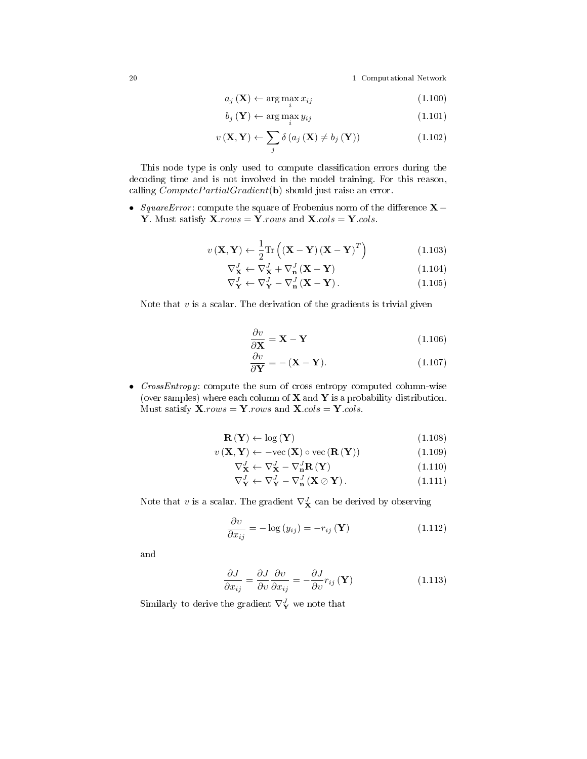$$a_j(\mathbf{X}) \leftarrow \arg\max_i x_{ij} \tag{1.100}$$

$$b_j(\mathbf{Y}) \leftarrow \arg\max_i y_{ij} \tag{1.101}$$

$$v(\mathbf{X}, \mathbf{Y}) \leftarrow \sum_j \delta\left(a_j(\mathbf{X}) \neq b_j(\mathbf{Y})\right) \tag{1.102}$$

This node type is only used to compute classification errors during the decoding time and is not involved in the model training. For this reason, calling $ComputePartialGradient(\mathbf{b})$ should just raise an error.

- *SquareError*: compute the square of Frobenius norm of the difference $\mathbf{X} - \mathbf{Y}$. Must satisfy $\mathbf{X}.rows = \mathbf{Y}.rows$ and $\mathbf{X}.cols = \mathbf{Y}.cols$.

$$v(\mathbf{X}, \mathbf{Y}) \leftarrow \frac{1}{2}\mathrm{Tr}\left((\mathbf{X} - \mathbf{Y})(\mathbf{X} - \mathbf{Y})^T\right) \tag{1.103}$$

$$\nabla_{\mathbf{X}}^J \leftarrow \nabla_{\mathbf{X}}^J + \nabla_{\mathbf{n}}^J(\mathbf{X} - \mathbf{Y}) \tag{1.104}$$

$$\nabla_{\mathbf{Y}}^J \leftarrow \nabla_{\mathbf{Y}}^J - \nabla_{\mathbf{n}}^J(\mathbf{X} - \mathbf{Y}). \tag{1.105}$$

Note that $v$ is a scalar. The derivation of the gradients is trivial given

$$\frac{\partial v}{\partial \mathbf{X}} = \mathbf{X} - \mathbf{Y} \tag{1.106}$$

$$\frac{\partial v}{\partial \mathbf{Y}} = -(\mathbf{X} - \mathbf{Y}). \tag{1.107}$$

- *CrossEntropy*: compute the sum of cross entropy computed column-wise (over samples) where each column of $\mathbf{X}$ and $\mathbf{Y}$ is a probability distribution. Must satisfy $\mathbf{X}.rows = \mathbf{Y}.rows$ and $\mathbf{X}.cols = \mathbf{Y}.cols$.

$$\mathbf{R}(\mathbf{Y}) \leftarrow \log(\mathbf{Y}) \tag{1.108}$$

$$v(\mathbf{X}, \mathbf{Y}) \leftarrow -\mathrm{vec}(\mathbf{X}) \circ \mathrm{vec}(\mathbf{R}(\mathbf{Y})) \tag{1.109}$$

$$\nabla_{\mathbf{X}}^J \leftarrow \nabla_{\mathbf{X}}^J - \nabla_{\mathbf{n}}^J \mathbf{R}(\mathbf{Y}) \tag{1.110}$$

$$\nabla_{\mathbf{Y}}^J \leftarrow \nabla_{\mathbf{Y}}^J - \nabla_{\mathbf{n}}^J(\mathbf{X} \oslash \mathbf{Y}). \tag{1.111}$$

Note that $v$ is a scalar. The gradient $\nabla_{\mathbf{X}}^J$ can be derived by observing

$$\frac{\partial v}{\partial x_{ij}} = -\log(y_{ij}) = -r_{ij}(\mathbf{Y}) \tag{1.112}$$

and

$$\frac{\partial J}{\partial x_{ij}} = \frac{\partial J}{\partial v}\frac{\partial v}{\partial x_{ij}} = -\frac{\partial J}{\partial v} r_{ij}(\mathbf{Y}) \tag{1.113}$$

Similarly to derive the gradient $\nabla_{\mathbf{Y}}^J$ we note that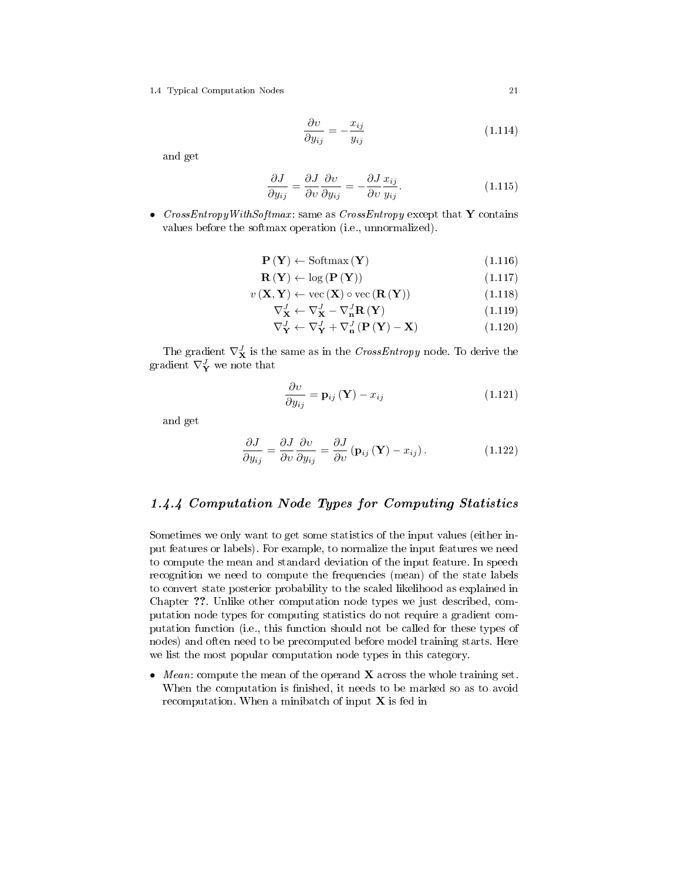$$\frac{\partial \upsilon}{\partial y_{ij}} = -\frac{x_{ij}}{y_{ij}} \tag{1.114}$$

and get

$$\frac{\partial J}{\partial y_{ij}} = \frac{\partial J}{\partial \upsilon}\frac{\partial \upsilon}{\partial y_{ij}} = -\frac{\partial J}{\partial \upsilon}\frac{x_{ij}}{y_{ij}}. \tag{1.115}$$

- *CrossEntropyWithSoftmax*: same as *CrossEntropy* except that $\mathbf{Y}$ contains values before the softmax operation (i.e., unnormalized).

$$\mathbf{P}(\mathbf{Y}) \leftarrow \text{Softmax}(\mathbf{Y}) \tag{1.116}$$

$$\mathbf{R}(\mathbf{Y}) \leftarrow \log(\mathbf{P}(\mathbf{Y})) \tag{1.117}$$

$$\upsilon(\mathbf{X}, \mathbf{Y}) \leftarrow \text{vec}(\mathbf{X}) \circ \text{vec}(\mathbf{R}(\mathbf{Y})) \tag{1.118}$$

$$\nabla_{\mathbf{X}}^{J} \leftarrow \nabla_{\mathbf{X}}^{J} - \nabla_{\mathbf{n}}^{J}\mathbf{R}(\mathbf{Y}) \tag{1.119}$$

$$\nabla_{\mathbf{Y}}^{J} \leftarrow \nabla_{\mathbf{Y}}^{J} + \nabla_{\mathbf{n}}^{J}(\mathbf{P}(\mathbf{Y}) - \mathbf{X}) \tag{1.120}$$

The gradient $\nabla_{\mathbf{X}}^{J}$ is the same as in the *CrossEntropy* node. To derive the gradient $\nabla_{\mathbf{Y}}^{J}$ we note that

$$\frac{\partial \upsilon}{\partial y_{ij}} = \mathbf{p}_{ij}(\mathbf{Y}) - x_{ij} \tag{1.121}$$

and get

$$\frac{\partial J}{\partial y_{ij}} = \frac{\partial J}{\partial \upsilon}\frac{\partial \upsilon}{\partial y_{ij}} = \frac{\partial J}{\partial \upsilon}(\mathbf{p}_{ij}(\mathbf{Y}) - x_{ij}). \tag{1.122}$$

### *1.4.4 Computation Node Types for Computing Statistics*

Sometimes we only want to get some statistics of the input values (either input features or labels). For example, to normalize the input features we need to compute the mean and standard deviation of the input feature. In speech recognition we need to compute the frequencies (mean) of the state labels to convert state posterior probability to the scaled likelihood as explained in Chapter **??**. Unlike other computation node types we just described, computation node types for computing statistics do not require a gradient computation function (i.e., this function should not be called for these types of nodes) and often need to be precomputed before model training starts. Here we list the most popular computation node types in this category.

- *Mean*: compute the mean of the operand $\mathbf{X}$ across the whole training set. When the computation is finished, it needs to be marked so as to avoid recomputation. When a minibatch of input $\mathbf{X}$ is fed in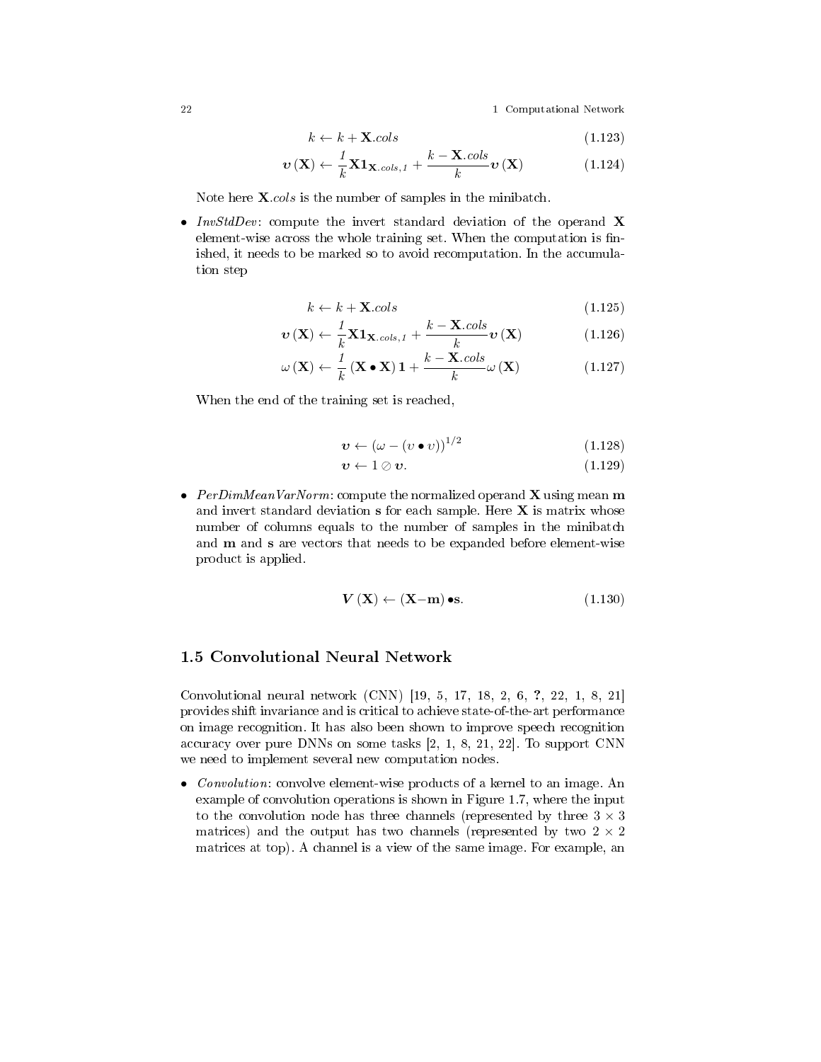$$k \leftarrow k + \mathbf{X}.cols \tag{1.123}$$

$$\boldsymbol{\upsilon}(\mathbf{X}) \leftarrow \frac{1}{k}\mathbf{X}\mathbf{1}_{\mathbf{X}.cols,1} + \frac{k - \mathbf{X}.cols}{k}\boldsymbol{\upsilon}(\mathbf{X}) \tag{1.124}$$

Note here $\mathbf{X}.cols$ is the number of samples in the minibatch.

- *InvStdDev*: compute the invert standard deviation of the operand $\mathbf{X}$ element-wise across the whole training set. When the computation is finished, it needs to be marked so to avoid recomputation. In the accumulation step

$$k \leftarrow k + \mathbf{X}.cols \tag{1.125}$$

$$\boldsymbol{\upsilon}(\mathbf{X}) \leftarrow \frac{1}{k}\mathbf{X}\mathbf{1}_{\mathbf{X}.cols,1} + \frac{k - \mathbf{X}.cols}{k}\boldsymbol{\upsilon}(\mathbf{X}) \tag{1.126}$$

$$\omega(\mathbf{X}) \leftarrow \frac{1}{k}(\mathbf{X} \bullet \mathbf{X})\mathbf{1} + \frac{k - \mathbf{X}.cols}{k}\omega(\mathbf{X}) \tag{1.127}$$

When the end of the training set is reached,

$$\boldsymbol{\upsilon} \leftarrow (\omega - (\upsilon \bullet \upsilon))^{1/2} \tag{1.128}$$

$$\boldsymbol{\upsilon} \leftarrow 1 \oslash \boldsymbol{\upsilon}. \tag{1.129}$$

- *PerDimMeanVarNorm*: compute the normalized operand $\mathbf{X}$ using mean $\mathbf{m}$ and invert standard deviation $\mathbf{s}$ for each sample. Here $\mathbf{X}$ is matrix whose number of columns equals to the number of samples in the minibatch and $\mathbf{m}$ and $\mathbf{s}$ are vectors that needs to be expanded before element-wise product is applied.

$$\boldsymbol{V}(\mathbf{X}) \leftarrow (\mathbf{X} - \mathbf{m}) \bullet \mathbf{s}. \tag{1.130}$$

## 1.5 Convolutional Neural Network

Convolutional neural network (CNN) [19, 5, 17, 18, 2, 6, **?**, 22, 1, 8, 21] provides shift invariance and is critical to achieve state-of-the-art performance on image recognition. It has also been shown to improve speech recognition accuracy over pure DNNs on some tasks [2, 1, 8, 21, 22]. To support CNN we need to implement several new computation nodes.

- *Convolution*: convolve element-wise products of a kernel to an image. An example of convolution operations is shown in Figure 1.7, where the input to the convolution node has three channels (represented by three $3 \times 3$ matrices) and the output has two channels (represented by two $2 \times 2$ matrices at top). A channel is a view of the same image. For example, an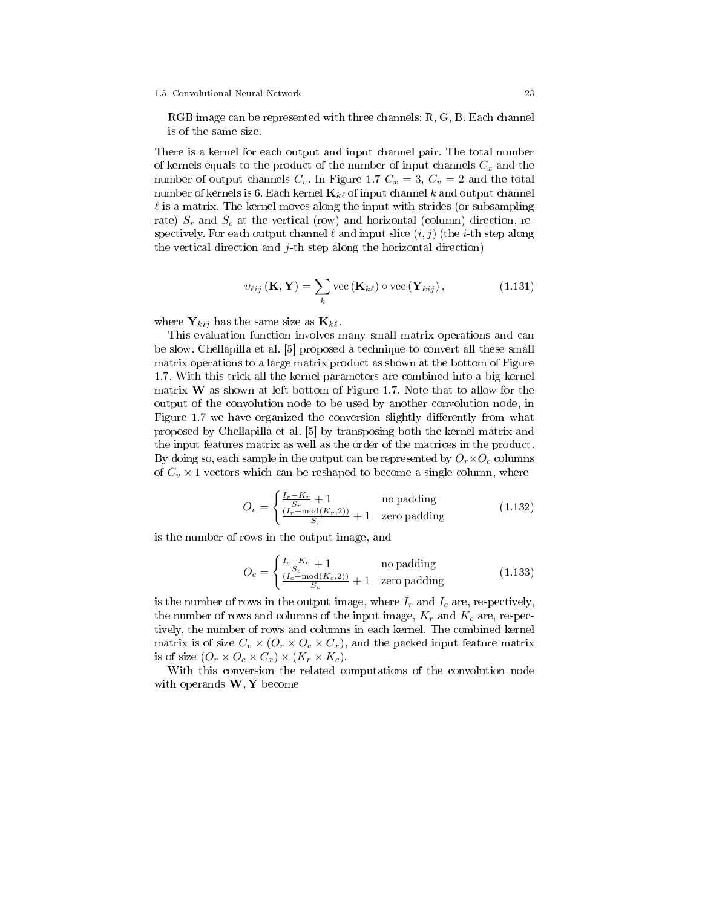RGB image can be represented with three channels: R, G, B. Each channel is of the same size.

There is a kernel for each output and input channel pair. The total number of kernels equals to the product of the number of input channels $C_x$ and the number of output channels $C_v$. In Figure 1.7 $C_x = 3$, $C_v = 2$ and the total number of kernels is 6. Each kernel $\mathbf{K}_{k\ell}$ of input channel $k$ and output channel $\ell$ is a matrix. The kernel moves along the input with strides (or subsampling rate) $S_r$ and $S_c$ at the vertical (row) and horizontal (column) direction, respectively. For each output channel $\ell$ and input slice $(i, j)$ (the $i$-th step along the vertical direction and $j$-th step along the horizontal direction)

$$v_{\ell ij}(\mathbf{K}, \mathbf{Y}) = \sum_k \operatorname{vec}(\mathbf{K}_{k\ell}) \circ \operatorname{vec}(\mathbf{Y}_{kij}), \tag{1.131}$$

where $\mathbf{Y}_{kij}$ has the same size as $\mathbf{K}_{k\ell}$.

This evaluation function involves many small matrix operations and can be slow. Chellapilla et al. [5] proposed a technique to convert all these small matrix operations to a large matrix product as shown at the bottom of Figure 1.7. With this trick all the kernel parameters are combined into a big kernel matrix $\mathbf{W}$ as shown at left bottom of Figure 1.7. Note that to allow for the output of the convolution node to be used by another convolution node, in Figure 1.7 we have organized the conversion slightly differently from what proposed by Chellapilla et al. [5] by transposing both the kernel matrix and the input features matrix as well as the order of the matrices in the product. By doing so, each sample in the output can be represented by $O_r \times O_c$ columns of $C_v \times 1$ vectors which can be reshaped to become a single column, where

$$O_r = \begin{cases} \frac{I_r - K_r}{S_r} + 1 & \text{no padding} \\ \frac{(I_r - \operatorname{mod}(K_r, 2))}{S_r} + 1 & \text{zero padding} \end{cases} \tag{1.132}$$

is the number of rows in the output image, and

$$O_c = \begin{cases} \frac{I_c - K_c}{S_c} + 1 & \text{no padding} \\ \frac{(I_c - \operatorname{mod}(K_c, 2))}{S_c} + 1 & \text{zero padding} \end{cases} \tag{1.133}$$

is the number of rows in the output image, where $I_r$ and $I_c$ are, respectively, the number of rows and columns of the input image, $K_r$ and $K_c$ are, respectively, the number of rows and columns in each kernel. The combined kernel matrix is of size $C_v \times (O_r \times O_c \times C_x)$, and the packed input feature matrix is of size $(O_r \times O_c \times C_x) \times (K_r \times K_c)$.

With this conversion the related computations of the convolution node with operands $\mathbf{W}, \mathbf{Y}$ become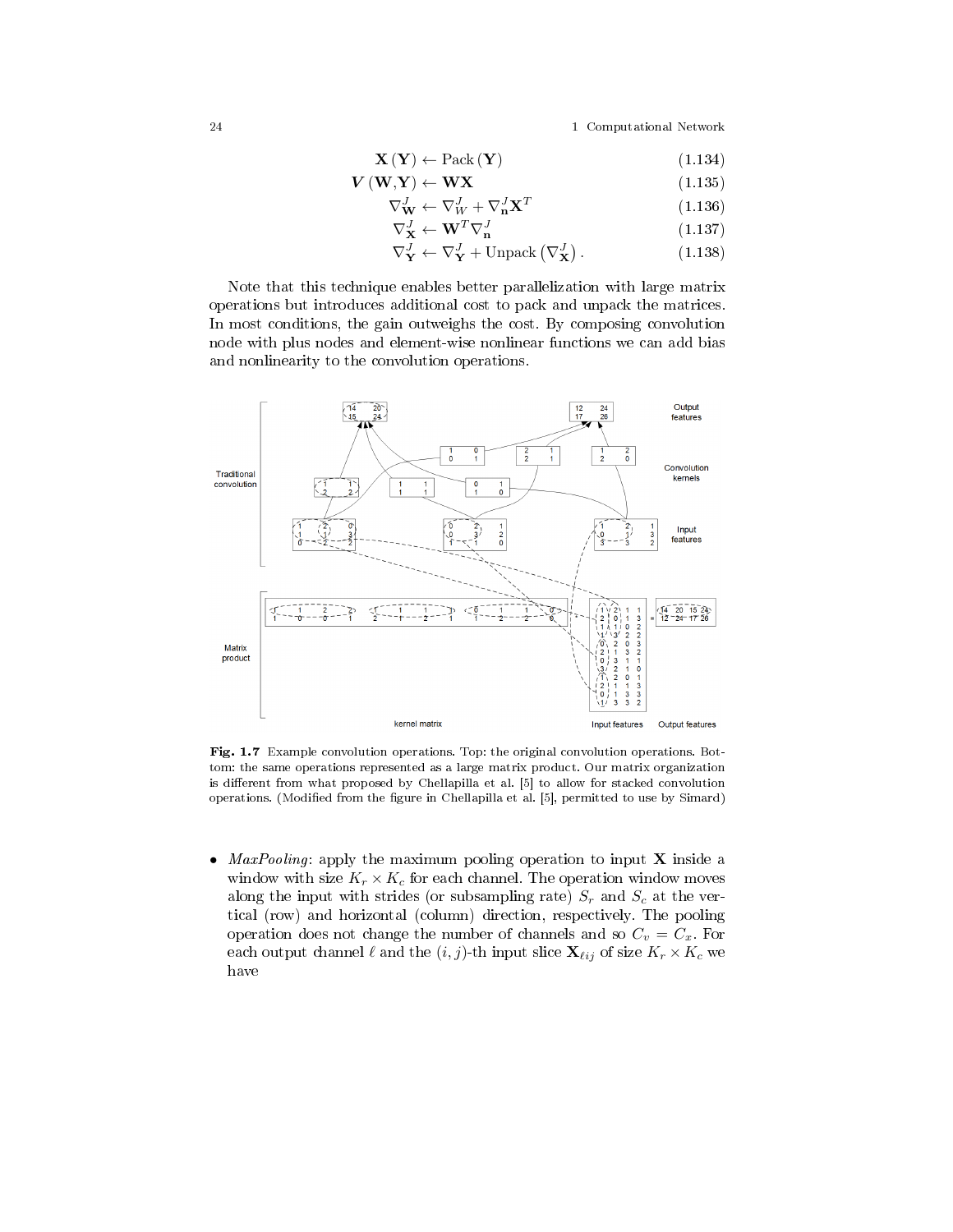$$\mathbf{X}(\mathbf{Y}) \leftarrow \text{Pack}(\mathbf{Y}) \tag{1.134}$$

$$\boldsymbol{V}(\mathbf{W},\mathbf{Y}) \leftarrow \mathbf{W}\mathbf{X} \tag{1.135}$$

$$\nabla_{\mathbf{W}}^{J} \leftarrow \nabla_{W}^{J} + \nabla_{\mathbf{n}}^{J}\mathbf{X}^{T} \tag{1.136}$$

$$\nabla_{\mathbf{X}}^{J} \leftarrow \mathbf{W}^{T}\nabla_{\mathbf{n}}^{J} \tag{1.137}$$

$$\nabla_{\mathbf{Y}}^{J} \leftarrow \nabla_{\mathbf{Y}}^{J} + \text{Unpack}\left(\nabla_{\mathbf{X}}^{J}\right). \tag{1.138}$$

Note that this technique enables better parallelization with large matrix operations but introduces additional cost to pack and unpack the matrices. In most conditions, the gain outweighs the cost. By composing convolution node with plus nodes and element-wise nonlinear functions we can add bias and nonlinearity to the convolution operations.

**Fig. 1.7** Example convolution operations. Top: the original convolution operations. Bottom: the same operations represented as a large matrix product. Our matrix organization is different from what proposed by Chellapilla et al. [5] to allow for stacked convolution operations. (Modified from the figure in Chellapilla et al. [5], permitted to use by Simard)

- *MaxPooling*: apply the maximum pooling operation to input $\mathbf{X}$ inside a window with size $K_r \times K_c$ for each channel. The operation window moves along the input with strides (or subsampling rate) $S_r$ and $S_c$ at the vertical (row) and horizontal (column) direction, respectively. The pooling operation does not change the number of channels and so $C_v = C_x$. For each output channel $\ell$ and the $(i, j)$-th input slice $\mathbf{X}_{\ell ij}$ of size $K_r \times K_c$ we have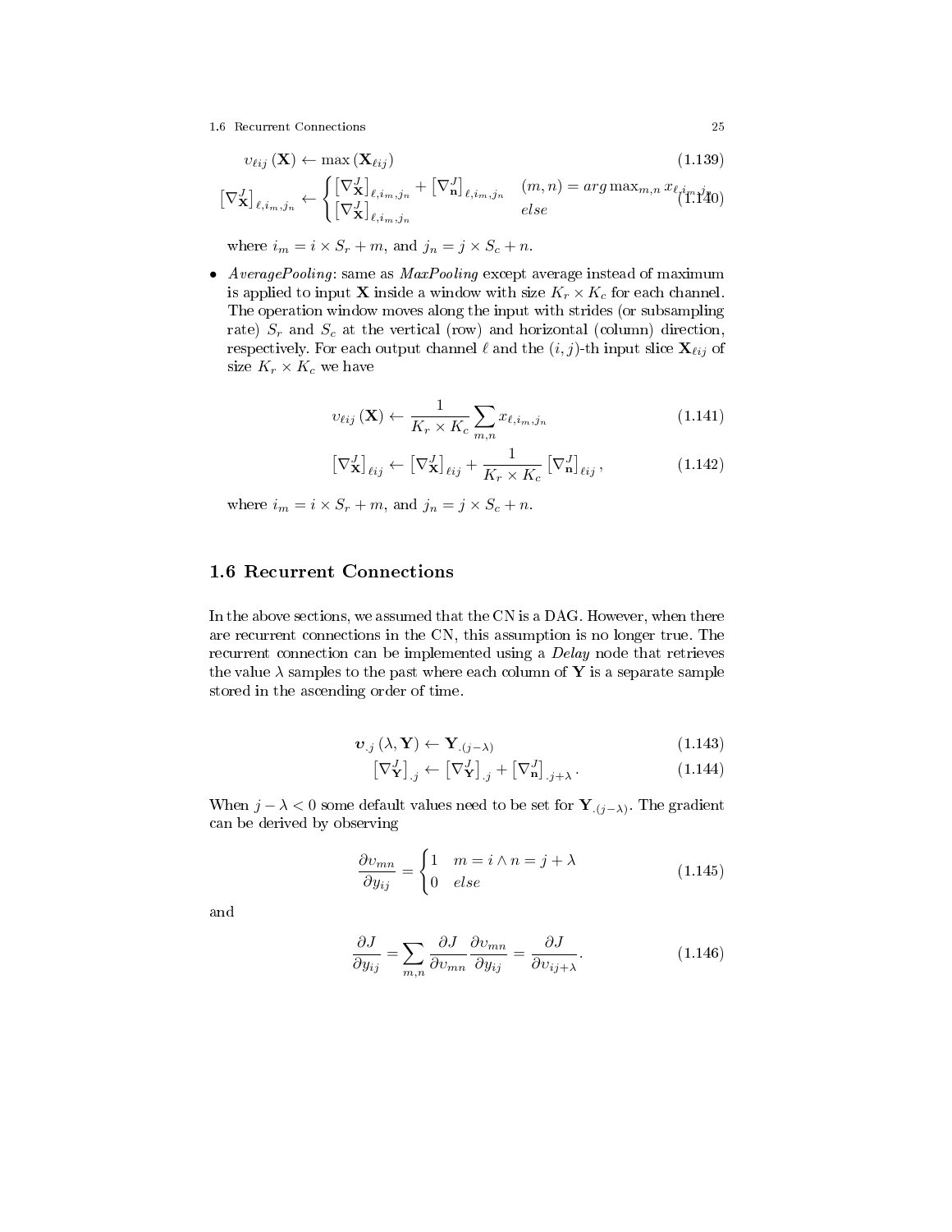$$\upsilon_{\ell ij}(\mathbf{X}) \leftarrow \max(\mathbf{X}_{\ell ij}) \tag{1.139}$$

$$\left[\nabla_{\mathbf{X}}^{J}\right]_{\ell,i_m,j_n} \leftarrow \begin{cases} \left[\nabla_{\mathbf{X}}^{J}\right]_{\ell,i_m,j_n} + \left[\nabla_{\mathbf{n}}^{J}\right]_{\ell,i_m,j_n} & (m,n) = arg\max_{m,n} x_{\ell,i_m,j_n} \\ \left[\nabla_{\mathbf{X}}^{J}\right]_{\ell,i_m,j_n} & else \end{cases} \tag{1.140}$$

where $i_m = i \times S_r + m$, and $j_n = j \times S_c + n$.

- *AveragePooling*: same as *MaxPooling* except average instead of maximum is applied to input $\mathbf{X}$ inside a window with size $K_r \times K_c$ for each channel. The operation window moves along the input with strides (or subsampling rate) $S_r$ and $S_c$ at the vertical (row) and horizontal (column) direction, respectively. For each output channel $\ell$ and the $(i,j)$-th input slice $\mathbf{X}_{\ell ij}$ of size $K_r \times K_c$ we have

$$\upsilon_{\ell ij}(\mathbf{X}) \leftarrow \frac{1}{K_r \times K_c} \sum_{m,n} x_{\ell,i_m,j_n} \tag{1.141}$$

$$\left[\nabla_{\mathbf{X}}^{J}\right]_{\ell ij} \leftarrow \left[\nabla_{\mathbf{X}}^{J}\right]_{\ell ij} + \frac{1}{K_r \times K_c} \left[\nabla_{\mathbf{n}}^{J}\right]_{\ell ij}, \tag{1.142}$$

where $i_m = i \times S_r + m$, and $j_n = j \times S_c + n$.

## 1.6 Recurrent Connections

In the above sections, we assumed that the CN is a DAG. However, when there are recurrent connections in the CN, this assumption is no longer true. The recurrent connection can be implemented using a *Delay* node that retrieves the value $\lambda$ samples to the past where each column of $\mathbf{Y}$ is a separate sample stored in the ascending order of time.

$$\boldsymbol{\upsilon}_{.j}(\lambda, \mathbf{Y}) \leftarrow \mathbf{Y}_{.(j-\lambda)} \tag{1.143}$$

$$\left[\nabla_{\mathbf{Y}}^{J}\right]_{.j} \leftarrow \left[\nabla_{\mathbf{Y}}^{J}\right]_{.j} + \left[\nabla_{\mathbf{n}}^{J}\right]_{.j+\lambda}. \tag{1.144}$$

When $j - \lambda < 0$ some default values need to be set for $\mathbf{Y}_{.(j-\lambda)}$. The gradient can be derived by observing

$$\frac{\partial \upsilon_{mn}}{\partial y_{ij}} = \begin{cases} 1 & m = i \wedge n = j + \lambda \\ 0 & else \end{cases} \tag{1.145}$$

and

$$\frac{\partial J}{\partial y_{ij}} = \sum_{m,n} \frac{\partial J}{\partial \upsilon_{mn}} \frac{\partial \upsilon_{mn}}{\partial y_{ij}} = \frac{\partial J}{\partial \upsilon_{ij+\lambda}}. \tag{1.146}$$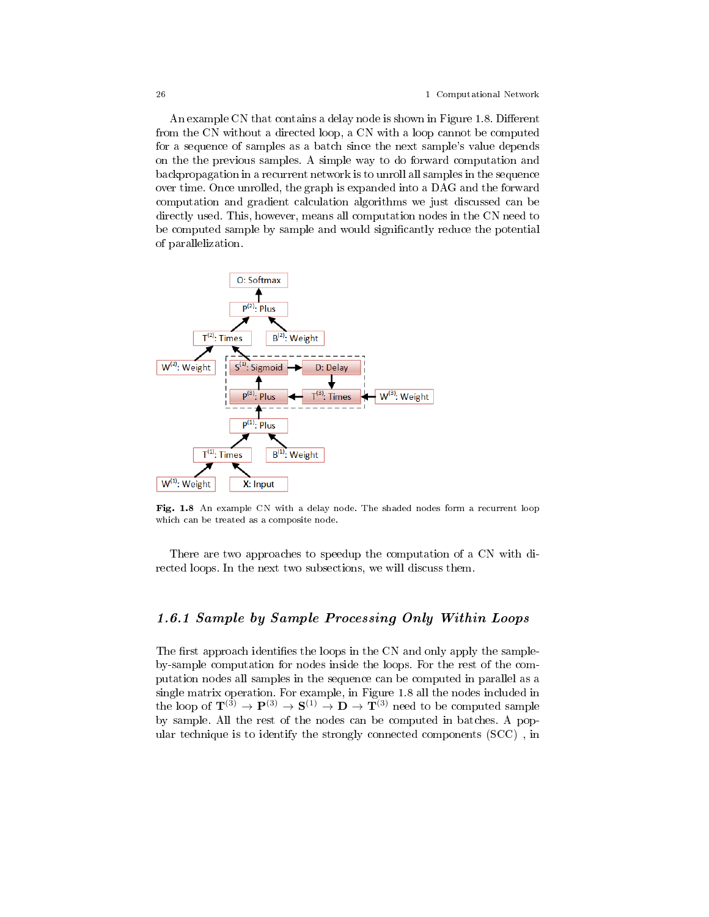An example CN that contains a delay node is shown in Figure 1.8. Different from the CN without a directed loop, a CN with a loop cannot be computed for a sequence of samples as a batch since the next sample's value depends on the the previous samples. A simple way to do forward computation and backpropagation in a recurrent network is to unroll all samples in the sequence over time. Once unrolled, the graph is expanded into a DAG and the forward computation and gradient calculation algorithms we just discussed can be directly used. This, however, means all computation nodes in the CN need to be computed sample by sample and would significantly reduce the potential of parallelization.

**Fig. 1.8** An example CN with a delay node. The shaded nodes form a recurrent loop which can be treated as a composite node.

There are two approaches to speedup the computation of a CN with directed loops. In the next two subsections, we will discuss them.

### *1.6.1 Sample by Sample Processing Only Within Loops*

The first approach identifies the loops in the CN and only apply the sample-by-sample computation for nodes inside the loops. For the rest of the computation nodes all samples in the sequence can be computed in parallel as a single matrix operation. For example, in Figure 1.8 all the nodes included in the loop of $\mathbf{T}^{(3)} \rightarrow \mathbf{P}^{(3)} \rightarrow \mathbf{S}^{(1)} \rightarrow \mathbf{D} \rightarrow \mathbf{T}^{(3)}$ need to be computed sample by sample. All the rest of the nodes can be computed in batches. A popular technique is to identify the strongly connected components (SCC) , in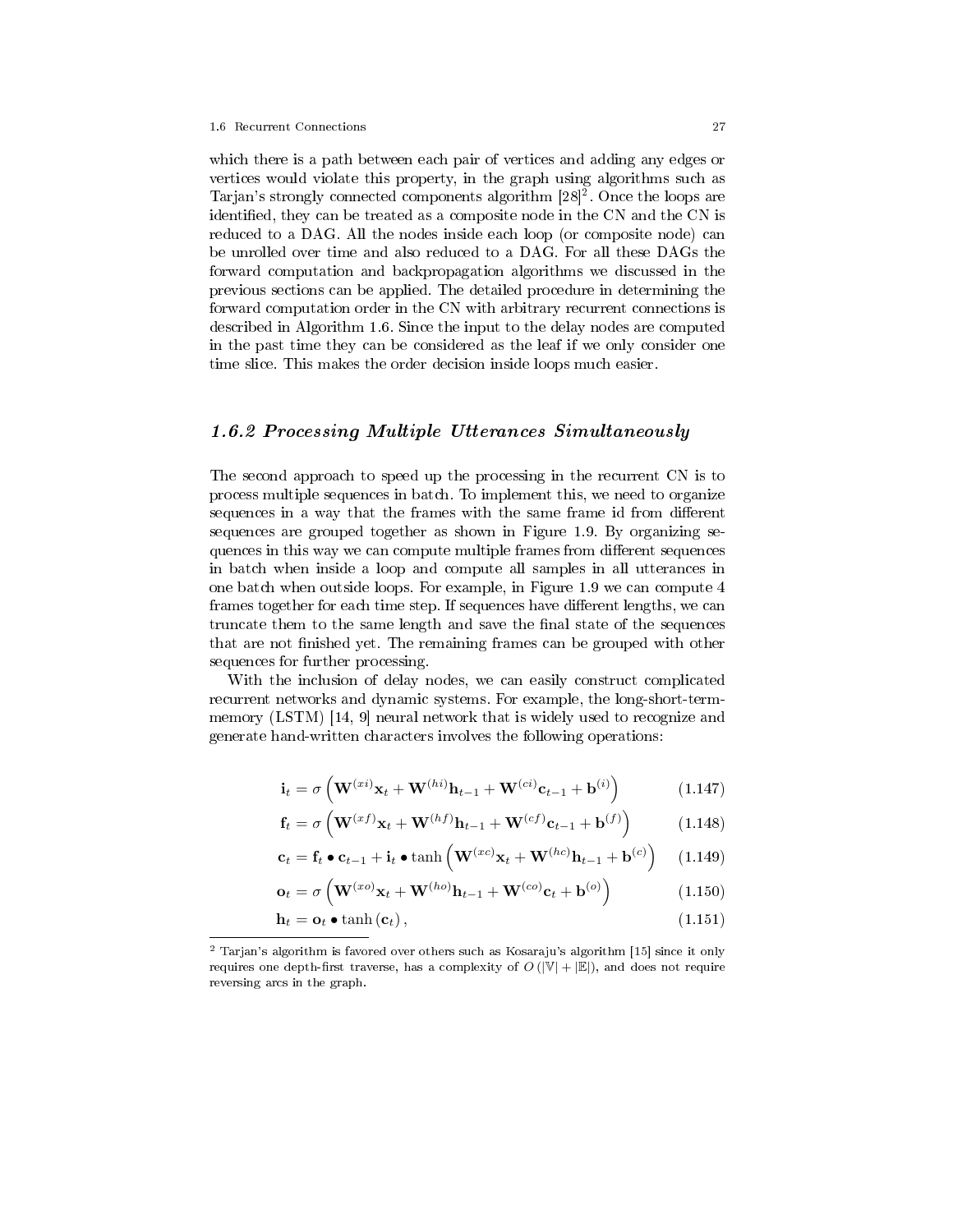which there is a path between each pair of vertices and adding any edges or vertices would violate this property, in the graph using algorithms such as Tarjan's strongly connected components algorithm [28][2]. Once the loops are identified, they can be treated as a composite node in the CN and the CN is reduced to a DAG. All the nodes inside each loop (or composite node) can be unrolled over time and also reduced to a DAG. For all these DAGs the forward computation and backpropagation algorithms we discussed in the previous sections can be applied. The detailed procedure in determining the forward computation order in the CN with arbitrary recurrent connections is described in Algorithm 1.6. Since the input to the delay nodes are computed in the past time they can be considered as the leaf if we only consider one time slice. This makes the order decision inside loops much easier.

### *1.6.2 Processing Multiple Utterances Simultaneously*

The second approach to speed up the processing in the recurrent CN is to process multiple sequences in batch. To implement this, we need to organize sequences in a way that the frames with the same frame id from different sequences are grouped together as shown in Figure 1.9. By organizing sequences in this way we can compute multiple frames from different sequences in batch when inside a loop and compute all samples in all utterances in one batch when outside loops. For example, in Figure 1.9 we can compute 4 frames together for each time step. If sequences have different lengths, we can truncate them to the same length and save the final state of the sequences that are not finished yet. The remaining frames can be grouped with other sequences for further processing.

With the inclusion of delay nodes, we can easily construct complicated recurrent networks and dynamic systems. For example, the long-short-term-memory (LSTM) [14, 9] neural network that is widely used to recognize and generate hand-written characters involves the following operations:

$$\mathbf{i}_t = \sigma\left(\mathbf{W}^{(xi)}\mathbf{x}_t + \mathbf{W}^{(hi)}\mathbf{h}_{t-1} + \mathbf{W}^{(ci)}\mathbf{c}_{t-1} + \mathbf{b}^{(i)}\right) \tag{1.147}$$

$$\mathbf{f}_t = \sigma\left(\mathbf{W}^{(xf)}\mathbf{x}_t + \mathbf{W}^{(hf)}\mathbf{h}_{t-1} + \mathbf{W}^{(cf)}\mathbf{c}_{t-1} + \mathbf{b}^{(f)}\right) \tag{1.148}$$

$$\mathbf{c}_t = \mathbf{f}_t \bullet \mathbf{c}_{t-1} + \mathbf{i}_t \bullet \tanh\left(\mathbf{W}^{(xc)}\mathbf{x}_t + \mathbf{W}^{(hc)}\mathbf{h}_{t-1} + \mathbf{b}^{(c)}\right) \tag{1.149}$$

$$\mathbf{o}_t = \sigma\left(\mathbf{W}^{(xo)}\mathbf{x}_t + \mathbf{W}^{(ho)}\mathbf{h}_{t-1} + \mathbf{W}^{(co)}\mathbf{c}_t + \mathbf{b}^{(o)}\right) \tag{1.150}$$

$$\mathbf{h}_t = \mathbf{o}_t \bullet \tanh\left(\mathbf{c}_t\right), \tag{1.151}$$

[2] Tarjan's algorithm is favored over others such as Kosaraju's algorithm [15] since it only requires one depth-first traverse, has a complexity of $O\left(|\mathbb{V}| + |\mathbb{E}|\right)$, and does not require reversing arcs in the graph.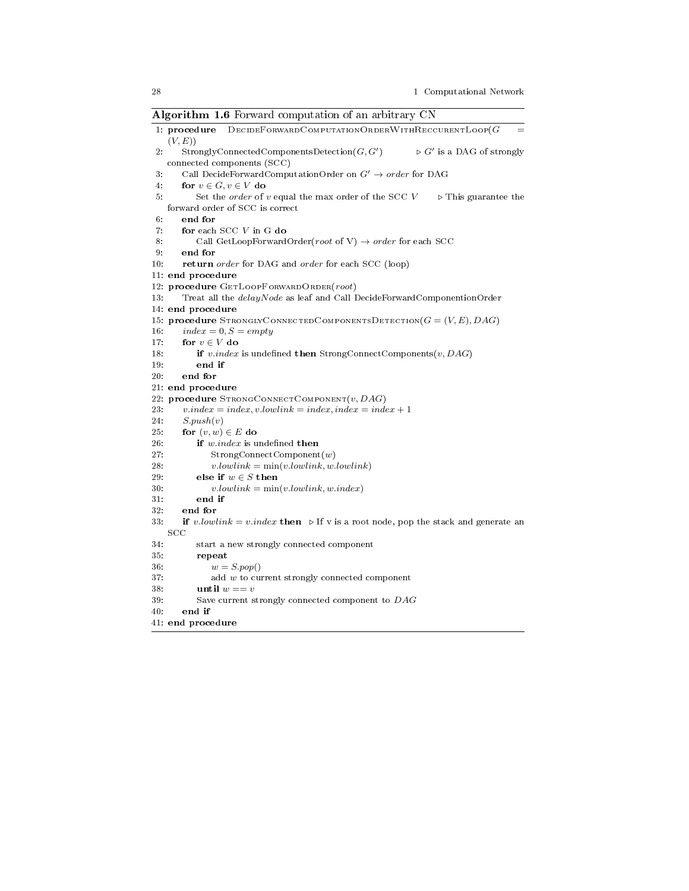**Algorithm 1.6** Forward computation of an arbitrary CN

```
1: procedure DecideForwardComputationOrderWithReccurentLoop(G = (V, E))
2:     StronglyConnectedComponentsDetection(G, G')        ▷ G' is a DAG of strongly connected components (SCC)
3:     Call DecideForwardComputationOrder on G' → order for DAG
4:     for v ∈ G, v ∈ V do
5:         Set the order of v equal the max order of the SCC V      ▷ This guarantee the forward order of SCC is correct
6:     end for
7:     for each SCC V in G do
8:         Call GetLoopForwardOrder(root of V) → order for each SCC
9:     end for
10:    return order for DAG and order for each SCC (loop)
11: end procedure
12: procedure GetLoopForwardOrder(root)
13:    Treat all the delayNode as leaf and Call DecideForwardComponentionOrder
14: end procedure
15: procedure StronglyConnectedComponentsDetection(G = (V, E), DAG)
16:    index = 0, S = empty
17:    for v ∈ V do
18:        if v.index is undefined then StrongConnectComponents(v, DAG)
19:        end if
20:    end for
21: end procedure
22: procedure StrongConnectComponent(v, DAG)
23:    v.index = index, v.lowlink = index, index = index + 1
24:    S.push(v)
25:    for (v, w) ∈ E do
26:        if w.index is undefined then
27:            StrongConnectComponent(w)
28:            v.lowlink = min(v.lowlink, w.lowlink)
29:        else if w ∈ S then
30:            v.lowlink = min(v.lowlink, w.index)
31:        end if
32:    end for
33:    if v.lowlink = v.index then   ▷ If v is a root node, pop the stack and generate an SCC
34:        start a new strongly connected component
35:        repeat
36:            w = S.pop()
37:            add w to current strongly connected component
38:        until w == v
39:        Save current strongly connected component to DAG
40:    end if
41: end procedure
```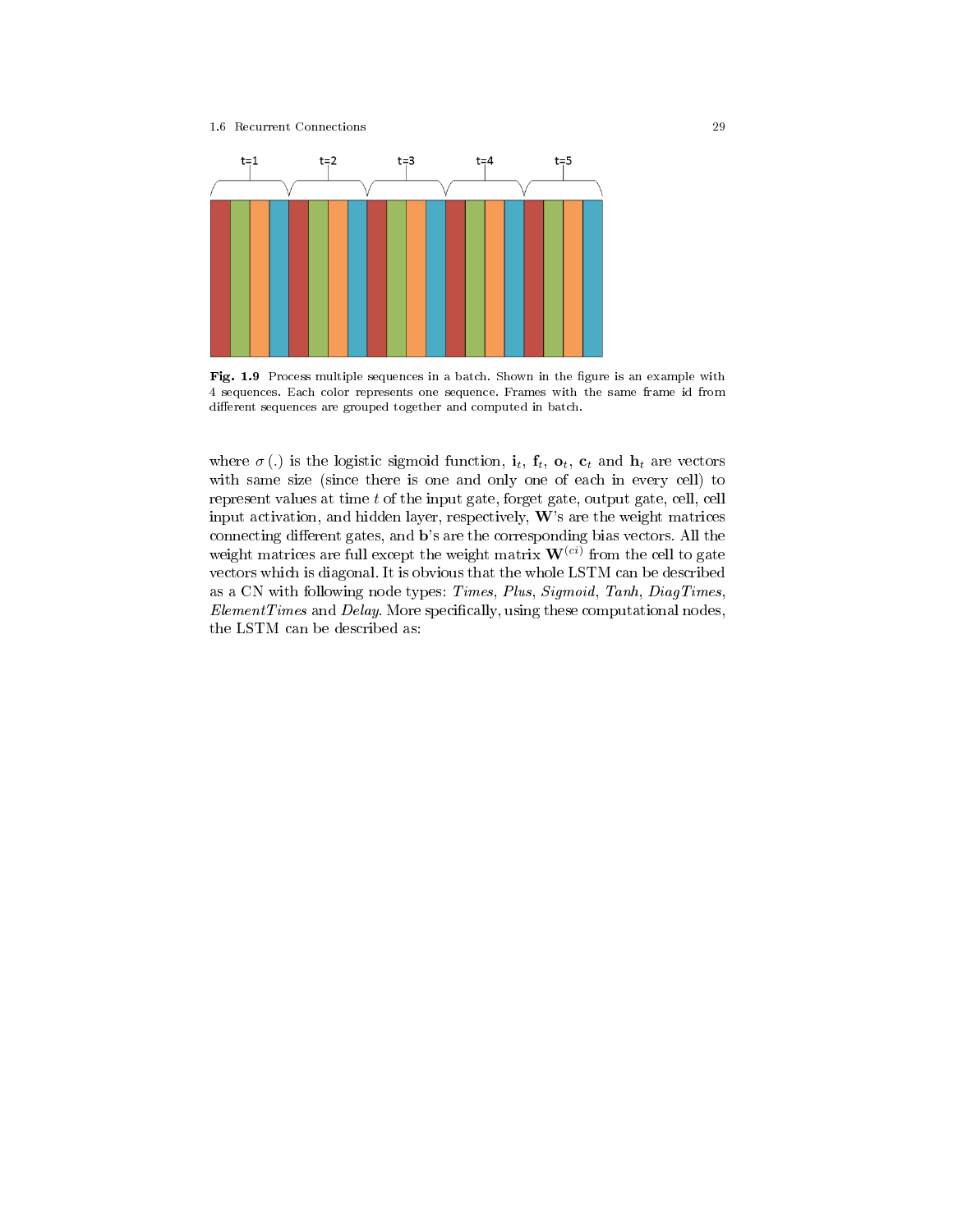**Fig. 1.9** Process multiple sequences in a batch. Shown in the figure is an example with 4 sequences. Each color represents one sequence. Frames with the same frame id from different sequences are grouped together and computed in batch.

where $\sigma(.)$ is the logistic sigmoid function, $\mathbf{i}_t$, $\mathbf{f}_t$, $\mathbf{o}_t$, $\mathbf{c}_t$ and $\mathbf{h}_t$ are vectors with same size (since there is one and only one of each in every cell) to represent values at time $t$ of the input gate, forget gate, output gate, cell, cell input activation, and hidden layer, respectively, $\mathbf{W}$'s are the weight matrices connecting different gates, and $\mathbf{b}$'s are the corresponding bias vectors. All the weight matrices are full except the weight matrix $\mathbf{W}^{(ci)}$ from the cell to gate vectors which is diagonal. It is obvious that the whole LSTM can be described as a CN with following node types: *Times*, *Plus*, *Sigmoid*, *Tanh*, *DiagTimes*, *ElementTimes* and *Delay*. More specifically, using these computational nodes, the LSTM can be described as: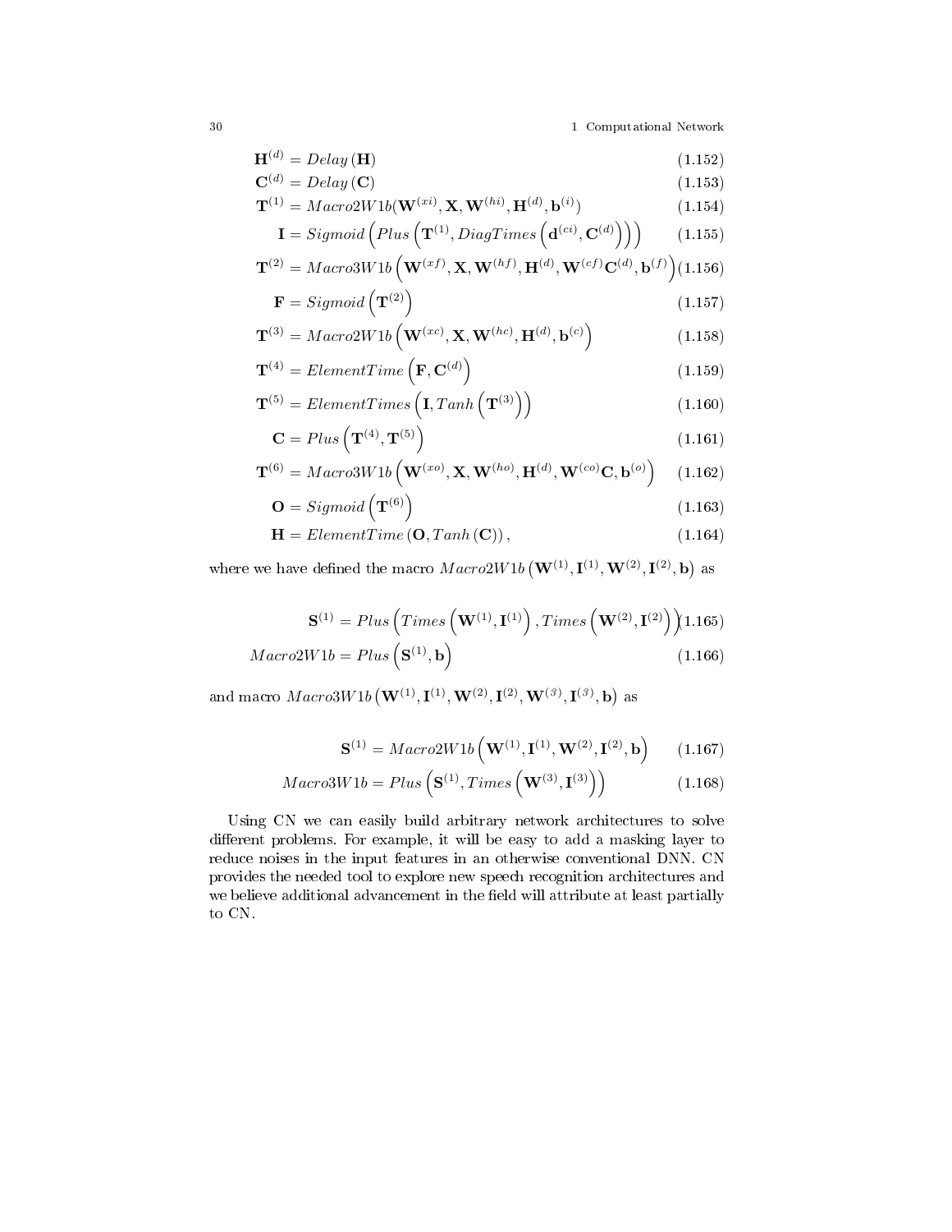$$\mathbf{H}^{(d)} = Delay\left(\mathbf{H}\right) \tag{1.152}$$

$$\mathbf{C}^{(d)} = Delay\left(\mathbf{C}\right) \tag{1.153}$$

$$\mathbf{T}^{(1)} = Macro2W1b(\mathbf{W}^{(xi)}, \mathbf{X}, \mathbf{W}^{(hi)}, \mathbf{H}^{(d)}, \mathbf{b}^{(i)}) \tag{1.154}$$

$$\mathbf{I} = Sigmoid\left(Plus\left(\mathbf{T}^{(1)}, DiagTimes\left(\mathbf{d}^{(ci)}, \mathbf{C}^{(d)}\right)\right)\right) \tag{1.155}$$

$$\mathbf{T}^{(2)} = Macro3W1b\left(\mathbf{W}^{(xf)}, \mathbf{X}, \mathbf{W}^{(hf)}, \mathbf{H}^{(d)}, \mathbf{W}^{(cf)}\mathbf{C}^{(d)}, \mathbf{b}^{(f)}\right) \tag{1.156}$$

$$\mathbf{F} = Sigmoid\left(\mathbf{T}^{(2)}\right) \tag{1.157}$$

$$\mathbf{T}^{(3)} = Macro2W1b\left(\mathbf{W}^{(xc)}, \mathbf{X}, \mathbf{W}^{(hc)}, \mathbf{H}^{(d)}, \mathbf{b}^{(c)}\right) \tag{1.158}$$

$$\mathbf{T}^{(4)} = ElementTime\left(\mathbf{F}, \mathbf{C}^{(d)}\right) \tag{1.159}$$

$$\mathbf{T}^{(5)} = ElementTimes\left(\mathbf{I}, Tanh\left(\mathbf{T}^{(3)}\right)\right) \tag{1.160}$$

$$\mathbf{C} = Plus\left(\mathbf{T}^{(4)}, \mathbf{T}^{(5)}\right) \tag{1.161}$$

$$\mathbf{T}^{(6)} = Macro3W1b\left(\mathbf{W}^{(xo)}, \mathbf{X}, \mathbf{W}^{(ho)}, \mathbf{H}^{(d)}, \mathbf{W}^{(co)}\mathbf{C}, \mathbf{b}^{(o)}\right) \tag{1.162}$$

$$\mathbf{O} = Sigmoid\left(\mathbf{T}^{(6)}\right) \tag{1.163}$$

$$\mathbf{H} = ElementTime\left(\mathbf{O}, Tanh\left(\mathbf{C}\right)\right), \tag{1.164}$$

where we have defined the macro $Macro2W1b\left(\mathbf{W}^{(1)}, \mathbf{I}^{(1)}, \mathbf{W}^{(2)}, \mathbf{I}^{(2)}, \mathbf{b}\right)$ as

$$\mathbf{S}^{(1)} = Plus\left(Times\left(\mathbf{W}^{(1)}, \mathbf{I}^{(1)}\right), Times\left(\mathbf{W}^{(2)}, \mathbf{I}^{(2)}\right)\right) \tag{1.165}$$

$$Macro2W1b = Plus\left(\mathbf{S}^{(1)}, \mathbf{b}\right) \tag{1.166}$$

and macro $Macro3W1b\left(\mathbf{W}^{(1)}, \mathbf{I}^{(1)}, \mathbf{W}^{(2)}, \mathbf{I}^{(2)}, \mathbf{W}^{(3)}, \mathbf{I}^{(3)}, \mathbf{b}\right)$ as

$$\mathbf{S}^{(1)} = Macro2W1b\left(\mathbf{W}^{(1)}, \mathbf{I}^{(1)}, \mathbf{W}^{(2)}, \mathbf{I}^{(2)}, \mathbf{b}\right) \tag{1.167}$$

$$Macro3W1b = Plus\left(\mathbf{S}^{(1)}, Times\left(\mathbf{W}^{(3)}, \mathbf{I}^{(3)}\right)\right) \tag{1.168}$$

Using CN we can easily build arbitrary network architectures to solve different problems. For example, it will be easy to add a masking layer to reduce noises in the input features in an otherwise conventional DNN. CN provides the needed tool to explore new speech recognition architectures and we believe additional advancement in the field will attribute at least partially to CN.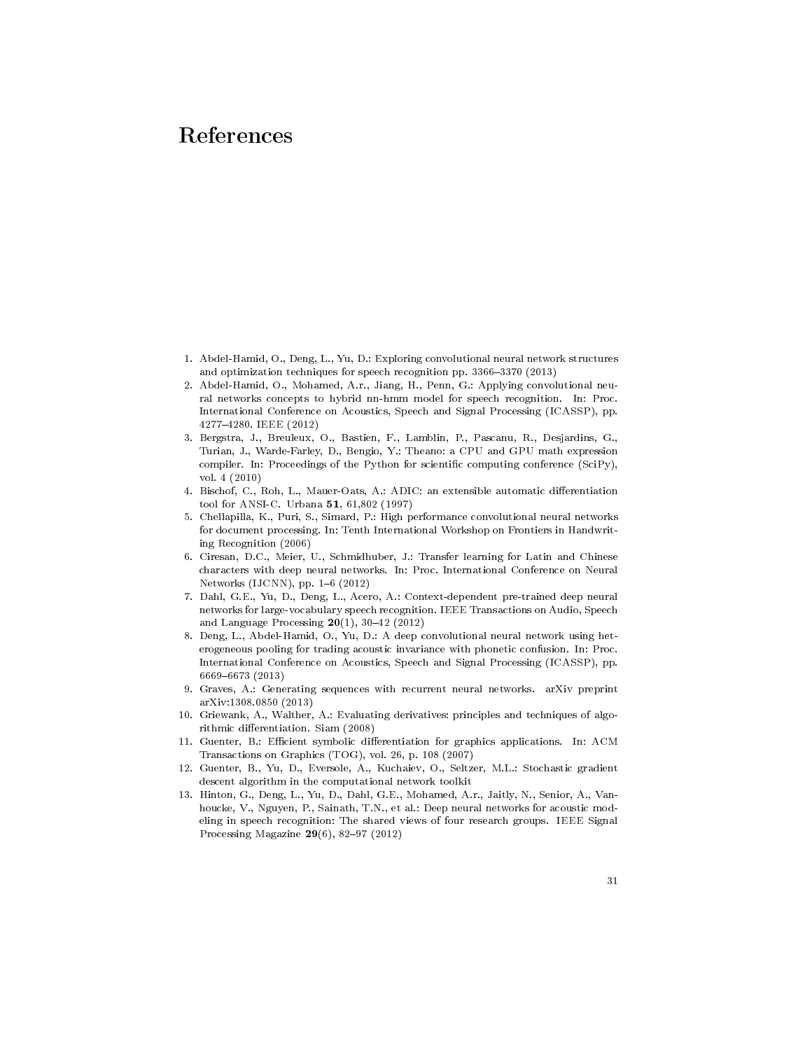# References

1. Abdel-Hamid, O., Deng, L., Yu, D.: Exploring convolutional neural network structures and optimization techniques for speech recognition pp. 3366–3370 (2013)
2. Abdel-Hamid, O., Mohamed, A.r., Jiang, H., Penn, G.: Applying convolutional neural networks concepts to hybrid nn-hmm model for speech recognition. In: Proc. International Conference on Acoustics, Speech and Signal Processing (ICASSP), pp. 4277–4280. IEEE (2012)
3. Bergstra, J., Breuleux, O., Bastien, F., Lamblin, P., Pascanu, R., Desjardins, G., Turian, J., Warde-Farley, D., Bengio, Y.: Theano: a CPU and GPU math expression compiler. In: Proceedings of the Python for scientific computing conference (SciPy), vol. 4 (2010)
4. Bischof, C., Roh, L., Mauer-Oats, A.: ADIC: an extensible automatic differentiation tool for ANSI-C. Urbana **51**, 61,802 (1997)
5. Chellapilla, K., Puri, S., Simard, P.: High performance convolutional neural networks for document processing. In: Tenth International Workshop on Frontiers in Handwriting Recognition (2006)
6. Ciresan, D.C., Meier, U., Schmidhuber, J.: Transfer learning for Latin and Chinese characters with deep neural networks. In: Proc. International Conference on Neural Networks (IJCNN), pp. 1–6 (2012)
7. Dahl, G.E., Yu, D., Deng, L., Acero, A.: Context-dependent pre-trained deep neural networks for large-vocabulary speech recognition. IEEE Transactions on Audio, Speech and Language Processing **20**(1), 30–42 (2012)
8. Deng, L., Abdel-Hamid, O., Yu, D.: A deep convolutional neural network using heterogeneous pooling for trading acoustic invariance with phonetic confusion. In: Proc. International Conference on Acoustics, Speech and Signal Processing (ICASSP), pp. 6669–6673 (2013)
9. Graves, A.: Generating sequences with recurrent neural networks. arXiv preprint arXiv:1308.0850 (2013)
10. Griewank, A., Walther, A.: Evaluating derivatives: principles and techniques of algorithmic differentiation. Siam (2008)
11. Guenter, B.: Efficient symbolic differentiation for graphics applications. In: ACM Transactions on Graphics (TOG), vol. 26, p. 108 (2007)
12. Guenter, B., Yu, D., Eversole, A., Kuchaiev, O., Seltzer, M.L.: Stochastic gradient descent algorithm in the computational network toolkit
13. Hinton, G., Deng, L., Yu, D., Dahl, G.E., Mohamed, A.r., Jaitly, N., Senior, A., Vanhoucke, V., Nguyen, P., Sainath, T.N., et al.: Deep neural networks for acoustic modeling in speech recognition: The shared views of four research groups. IEEE Signal Processing Magazine **29**(6), 82–97 (2012)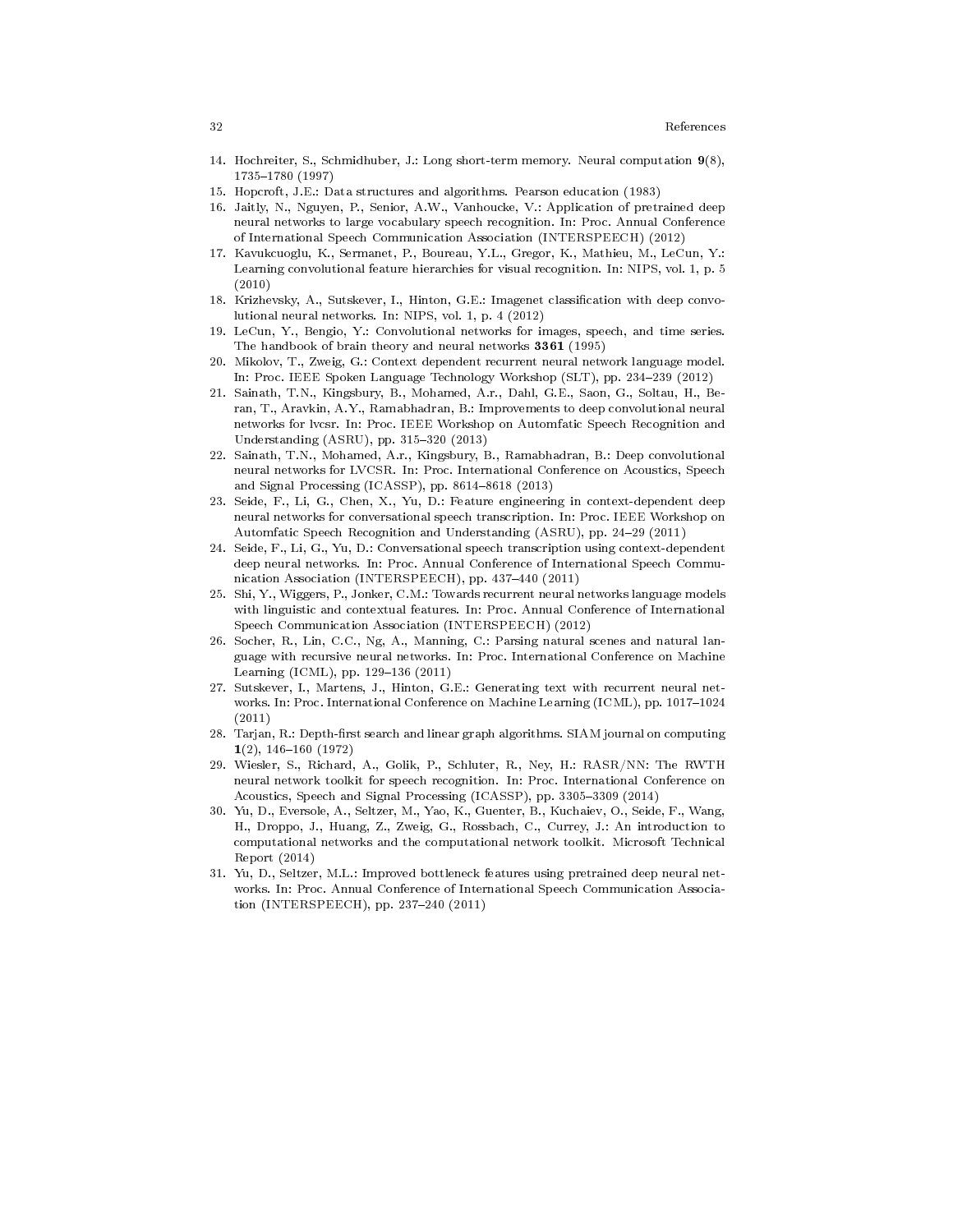14. Hochreiter, S., Schmidhuber, J.: Long short-term memory. Neural computation **9**(8), 1735–1780 (1997)
15. Hopcroft, J.E.: Data structures and algorithms. Pearson education (1983)
16. Jaitly, N., Nguyen, P., Senior, A.W., Vanhoucke, V.: Application of pretrained deep neural networks to large vocabulary speech recognition. In: Proc. Annual Conference of International Speech Communication Association (INTERSPEECH) (2012)
17. Kavukcuoglu, K., Sermanet, P., Boureau, Y.L., Gregor, K., Mathieu, M., LeCun, Y.: Learning convolutional feature hierarchies for visual recognition. In: NIPS, vol. 1, p. 5 (2010)
18. Krizhevsky, A., Sutskever, I., Hinton, G.E.: Imagenet classification with deep convolutional neural networks. In: NIPS, vol. 1, p. 4 (2012)
19. LeCun, Y., Bengio, Y.: Convolutional networks for images, speech, and time series. The handbook of brain theory and neural networks **3361** (1995)
20. Mikolov, T., Zweig, G.: Context dependent recurrent neural network language model. In: Proc. IEEE Spoken Language Technology Workshop (SLT), pp. 234–239 (2012)
21. Sainath, T.N., Kingsbury, B., Mohamed, A.r., Dahl, G.E., Saon, G., Soltau, H., Beran, T., Aravkin, A.Y., Ramabhadran, B.: Improvements to deep convolutional neural networks for lvcsr. In: Proc. IEEE Workshop on Automfatic Speech Recognition and Understanding (ASRU), pp. 315–320 (2013)
22. Sainath, T.N., Mohamed, A.r., Kingsbury, B., Ramabhadran, B.: Deep convolutional neural networks for LVCSR. In: Proc. International Conference on Acoustics, Speech and Signal Processing (ICASSP), pp. 8614–8618 (2013)
23. Seide, F., Li, G., Chen, X., Yu, D.: Feature engineering in context-dependent deep neural networks for conversational speech transcription. In: Proc. IEEE Workshop on Automfatic Speech Recognition and Understanding (ASRU), pp. 24–29 (2011)
24. Seide, F., Li, G., Yu, D.: Conversational speech transcription using context-dependent deep neural networks. In: Proc. Annual Conference of International Speech Communication Association (INTERSPEECH), pp. 437–440 (2011)
25. Shi, Y., Wiggers, P., Jonker, C.M.: Towards recurrent neural networks language models with linguistic and contextual features. In: Proc. Annual Conference of International Speech Communication Association (INTERSPEECH) (2012)
26. Socher, R., Lin, C.C., Ng, A., Manning, C.: Parsing natural scenes and natural language with recursive neural networks. In: Proc. International Conference on Machine Learning (ICML), pp. 129–136 (2011)
27. Sutskever, I., Martens, J., Hinton, G.E.: Generating text with recurrent neural networks. In: Proc. International Conference on Machine Learning (ICML), pp. 1017–1024 (2011)
28. Tarjan, R.: Depth-first search and linear graph algorithms. SIAM journal on computing **1**(2), 146–160 (1972)
29. Wiesler, S., Richard, A., Golik, P., Schluter, R., Ney, H.: RASR/NN: The RWTH neural network toolkit for speech recognition. In: Proc. International Conference on Acoustics, Speech and Signal Processing (ICASSP), pp. 3305–3309 (2014)
30. Yu, D., Eversole, A., Seltzer, M., Yao, K., Guenter, B., Kuchaiev, O., Seide, F., Wang, H., Droppo, J., Huang, Z., Zweig, G., Rossbach, C., Currey, J.: An introduction to computational networks and the computational network toolkit. Microsoft Technical Report (2014)
31. Yu, D., Seltzer, M.L.: Improved bottleneck features using pretrained deep neural networks. In: Proc. Annual Conference of International Speech Communication Association (INTERSPEECH), pp. 237–240 (2011)